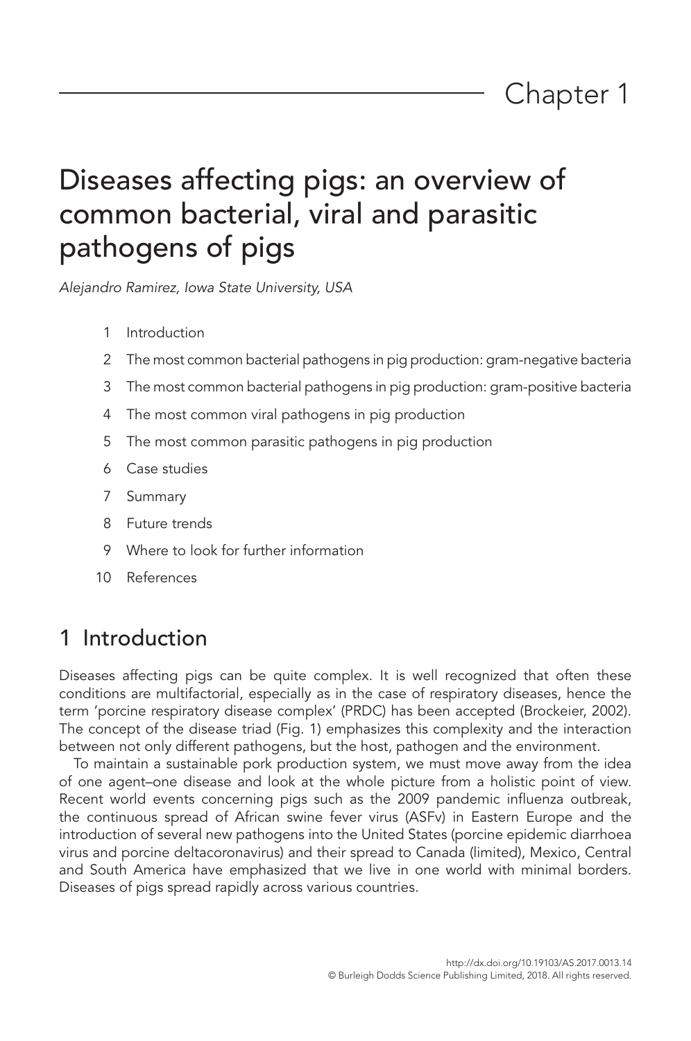# Chapter 1

# Diseases affecting pigs: an overview of common bacterial, viral and parasitic pathogens of pigs

*Alejandro Ramirez, Iowa State University, USA*

1. Introduction
2. The most common bacterial pathogens in pig production: gram-negative bacteria
3. The most common bacterial pathogens in pig production: gram-positive bacteria
4. The most common viral pathogens in pig production
5. The most common parasitic pathogens in pig production
6. Case studies
7. Summary
8. Future trends
9. Where to look for further information
10. References

## 1 Introduction

Diseases affecting pigs can be quite complex. It is well recognized that often these conditions are multifactorial, especially as in the case of respiratory diseases, hence the term 'porcine respiratory disease complex' (PRDC) has been accepted (Brockeier, 2002). The concept of the disease triad (Fig. 1) emphasizes this complexity and the interaction between not only different pathogens, but the host, pathogen and the environment.

To maintain a sustainable pork production system, we must move away from the idea of one agent–one disease and look at the whole picture from a holistic point of view. Recent world events concerning pigs such as the 2009 pandemic influenza outbreak, the continuous spread of African swine fever virus (ASFv) in Eastern Europe and the introduction of several new pathogens into the United States (porcine epidemic diarrhoea virus and porcine deltacoronavirus) and their spread to Canada (limited), Mexico, Central and South America have emphasized that we live in one world with minimal borders. Diseases of pigs spread rapidly across various countries.

http://dx.doi.org/10.19103/AS.2017.0013.14
© Burleigh Dodds Science Publishing Limited, 2018. All rights reserved.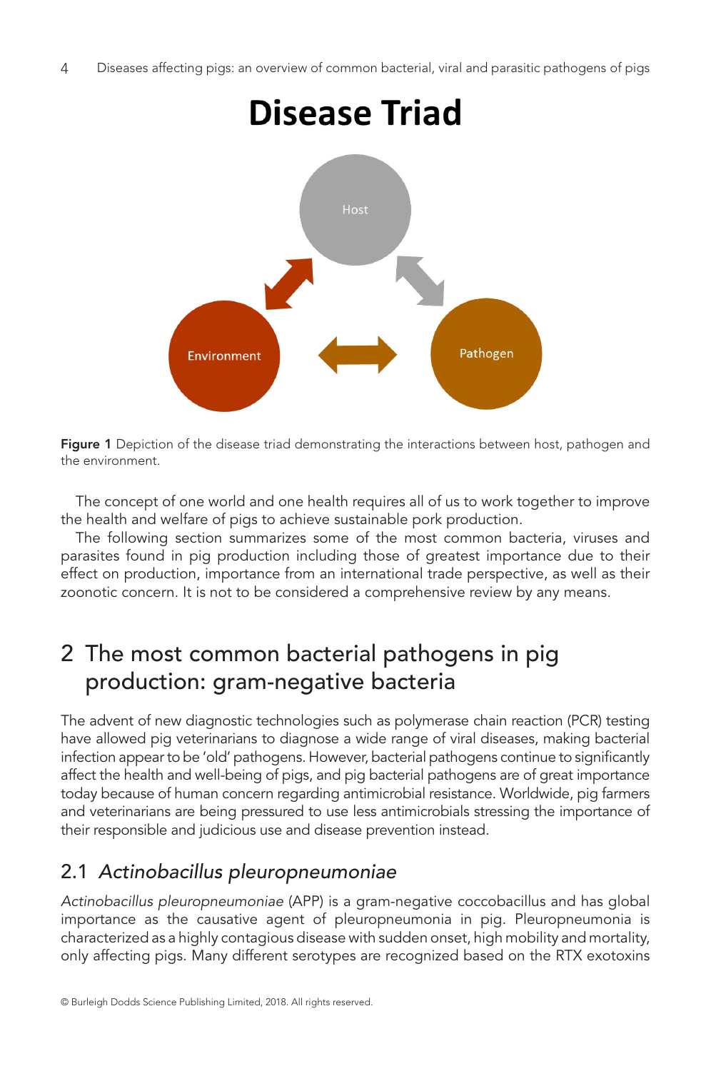# Disease Triad

Host

Environment

Pathogen

**Figure 1** Depiction of the disease triad demonstrating the interactions between host, pathogen and the environment.

The concept of one world and one health requires all of us to work together to improve the health and welfare of pigs to achieve sustainable pork production.

The following section summarizes some of the most common bacteria, viruses and parasites found in pig production including those of greatest importance due to their effect on production, importance from an international trade perspective, as well as their zoonotic concern. It is not to be considered a comprehensive review by any means.

## 2 The most common bacterial pathogens in pig production: gram-negative bacteria

The advent of new diagnostic technologies such as polymerase chain reaction (PCR) testing have allowed pig veterinarians to diagnose a wide range of viral diseases, making bacterial infection appear to be 'old' pathogens. However, bacterial pathogens continue to significantly affect the health and well-being of pigs, and pig bacterial pathogens are of great importance today because of human concern regarding antimicrobial resistance. Worldwide, pig farmers and veterinarians are being pressured to use less antimicrobials stressing the importance of their responsible and judicious use and disease prevention instead.

### 2.1 *Actinobacillus pleuropneumoniae*

*Actinobacillus pleuropneumoniae* (APP) is a gram-negative coccobacillus and has global importance as the causative agent of pleuropneumonia in pig. Pleuropneumonia is characterized as a highly contagious disease with sudden onset, high mobility and mortality, only affecting pigs. Many different serotypes are recognized based on the RTX exotoxins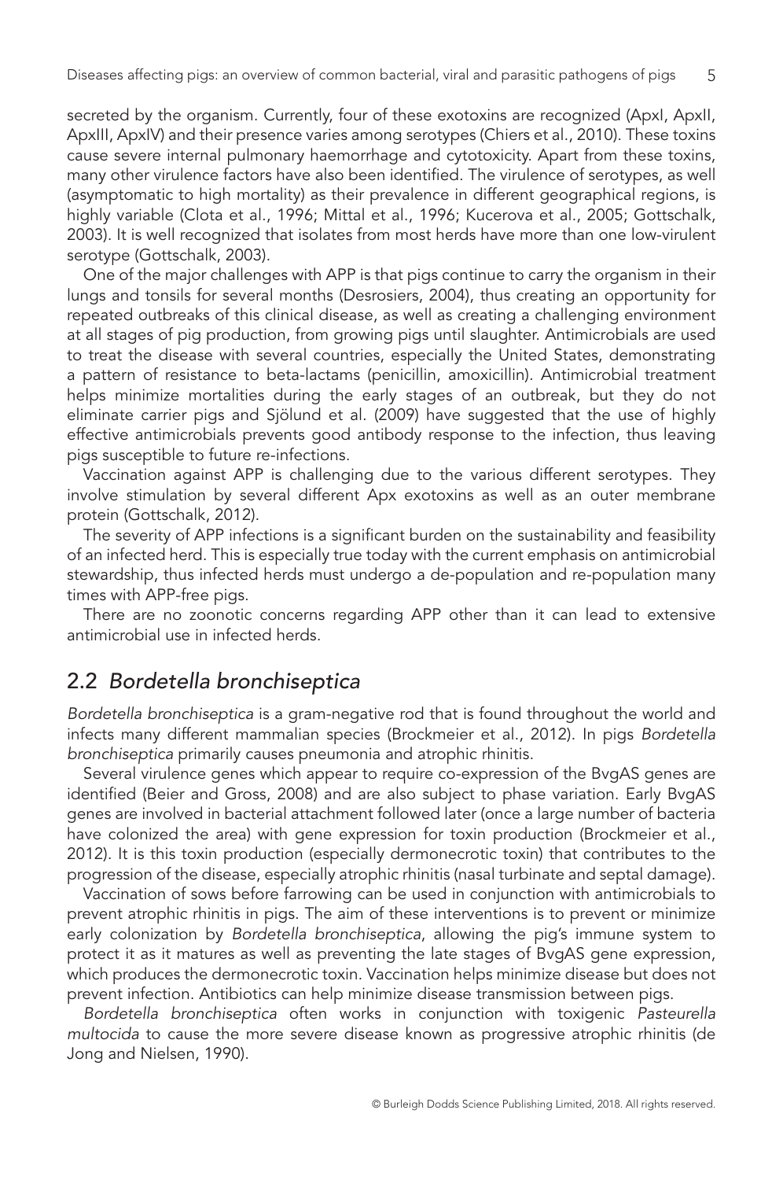secreted by the organism. Currently, four of these exotoxins are recognized (ApxI, ApxII, ApxIII, ApxIV) and their presence varies among serotypes (Chiers et al., 2010). These toxins cause severe internal pulmonary haemorrhage and cytotoxicity. Apart from these toxins, many other virulence factors have also been identified. The virulence of serotypes, as well (asymptomatic to high mortality) as their prevalence in different geographical regions, is highly variable (Clota et al., 1996; Mittal et al., 1996; Kucerova et al., 2005; Gottschalk, 2003). It is well recognized that isolates from most herds have more than one low-virulent serotype (Gottschalk, 2003).

One of the major challenges with APP is that pigs continue to carry the organism in their lungs and tonsils for several months (Desrosiers, 2004), thus creating an opportunity for repeated outbreaks of this clinical disease, as well as creating a challenging environment at all stages of pig production, from growing pigs until slaughter. Antimicrobials are used to treat the disease with several countries, especially the United States, demonstrating a pattern of resistance to beta-lactams (penicillin, amoxicillin). Antimicrobial treatment helps minimize mortalities during the early stages of an outbreak, but they do not eliminate carrier pigs and Sjölund et al. (2009) have suggested that the use of highly effective antimicrobials prevents good antibody response to the infection, thus leaving pigs susceptible to future re-infections.

Vaccination against APP is challenging due to the various different serotypes. They involve stimulation by several different Apx exotoxins as well as an outer membrane protein (Gottschalk, 2012).

The severity of APP infections is a significant burden on the sustainability and feasibility of an infected herd. This is especially true today with the current emphasis on antimicrobial stewardship, thus infected herds must undergo a de-population and re-population many times with APP-free pigs.

There are no zoonotic concerns regarding APP other than it can lead to extensive antimicrobial use in infected herds.

## 2.2 *Bordetella bronchiseptica*

*Bordetella bronchiseptica* is a gram-negative rod that is found throughout the world and infects many different mammalian species (Brockmeier et al., 2012). In pigs *Bordetella bronchiseptica* primarily causes pneumonia and atrophic rhinitis.

Several virulence genes which appear to require co-expression of the BvgAS genes are identified (Beier and Gross, 2008) and are also subject to phase variation. Early BvgAS genes are involved in bacterial attachment followed later (once a large number of bacteria have colonized the area) with gene expression for toxin production (Brockmeier et al., 2012). It is this toxin production (especially dermonecrotic toxin) that contributes to the progression of the disease, especially atrophic rhinitis (nasal turbinate and septal damage).

Vaccination of sows before farrowing can be used in conjunction with antimicrobials to prevent atrophic rhinitis in pigs. The aim of these interventions is to prevent or minimize early colonization by *Bordetella bronchiseptica*, allowing the pig's immune system to protect it as it matures as well as preventing the late stages of BvgAS gene expression, which produces the dermonecrotic toxin. Vaccination helps minimize disease but does not prevent infection. Antibiotics can help minimize disease transmission between pigs.

*Bordetella bronchiseptica* often works in conjunction with toxigenic *Pasteurella multocida* to cause the more severe disease known as progressive atrophic rhinitis (de Jong and Nielsen, 1990).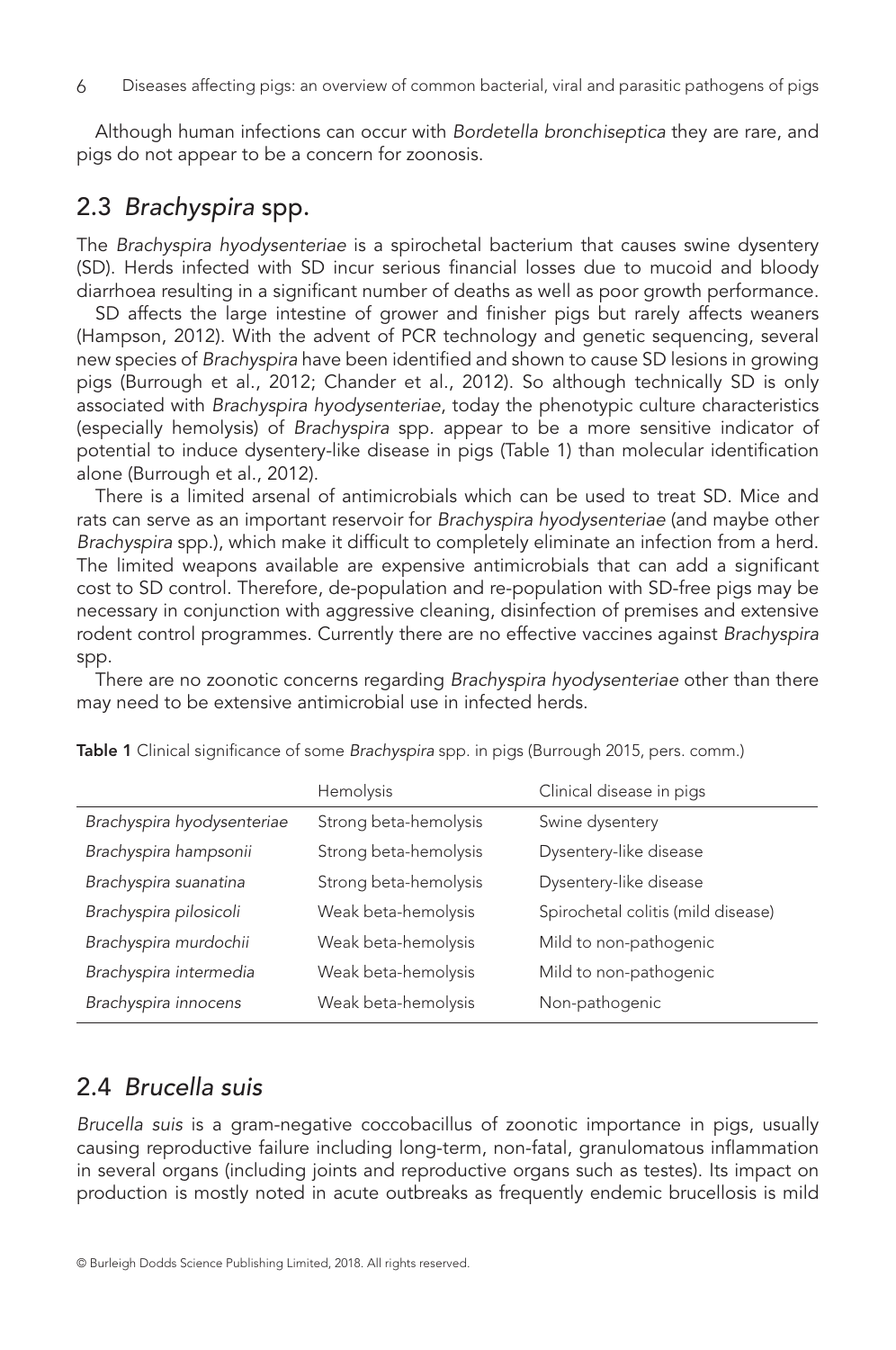Although human infections can occur with *Bordetella bronchiseptica* they are rare, and pigs do not appear to be a concern for zoonosis.

## 2.3 *Brachyspira* spp.

The *Brachyspira hyodysenteriae* is a spirochetal bacterium that causes swine dysentery (SD). Herds infected with SD incur serious financial losses due to mucoid and bloody diarrhoea resulting in a significant number of deaths as well as poor growth performance.

SD affects the large intestine of grower and finisher pigs but rarely affects weaners (Hampson, 2012). With the advent of PCR technology and genetic sequencing, several new species of *Brachyspira* have been identified and shown to cause SD lesions in growing pigs (Burrough et al., 2012; Chander et al., 2012). So although technically SD is only associated with *Brachyspira hyodysenteriae*, today the phenotypic culture characteristics (especially hemolysis) of *Brachyspira* spp. appear to be a more sensitive indicator of potential to induce dysentery-like disease in pigs (Table 1) than molecular identification alone (Burrough et al., 2012).

There is a limited arsenal of antimicrobials which can be used to treat SD. Mice and rats can serve as an important reservoir for *Brachyspira hyodysenteriae* (and maybe other *Brachyspira* spp.), which make it difficult to completely eliminate an infection from a herd. The limited weapons available are expensive antimicrobials that can add a significant cost to SD control. Therefore, de-population and re-population with SD-free pigs may be necessary in conjunction with aggressive cleaning, disinfection of premises and extensive rodent control programmes. Currently there are no effective vaccines against *Brachyspira* spp.

There are no zoonotic concerns regarding *Brachyspira hyodysenteriae* other than there may need to be extensive antimicrobial use in infected herds.

**Table 1** Clinical significance of some *Brachyspira* spp. in pigs (Burrough 2015, pers. comm.)

| | Hemolysis | Clinical disease in pigs |
|---|---|---|
| *Brachyspira hyodysenteriae* | Strong beta-hemolysis | Swine dysentery |
| *Brachyspira hampsonii* | Strong beta-hemolysis | Dysentery-like disease |
| *Brachyspira suanatina* | Strong beta-hemolysis | Dysentery-like disease |
| *Brachyspira pilosicoli* | Weak beta-hemolysis | Spirochetal colitis (mild disease) |
| *Brachyspira murdochii* | Weak beta-hemolysis | Mild to non-pathogenic |
| *Brachyspira intermedia* | Weak beta-hemolysis | Mild to non-pathogenic |
| *Brachyspira innocens* | Weak beta-hemolysis | Non-pathogenic |

## 2.4 *Brucella suis*

*Brucella suis* is a gram-negative coccobacillus of zoonotic importance in pigs, usually causing reproductive failure including long-term, non-fatal, granulomatous inflammation in several organs (including joints and reproductive organs such as testes). Its impact on production is mostly noted in acute outbreaks as frequently endemic brucellosis is mild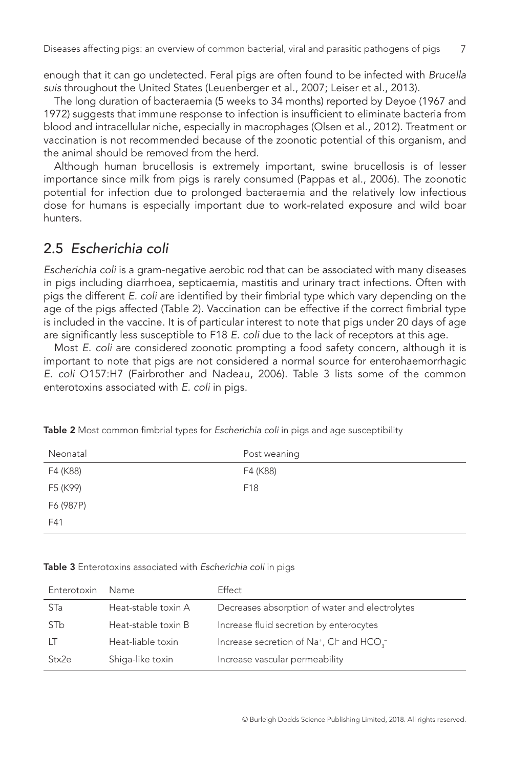enough that it can go undetected. Feral pigs are often found to be infected with *Brucella suis* throughout the United States (Leuenberger et al., 2007; Leiser et al., 2013).

The long duration of bacteraemia (5 weeks to 34 months) reported by Deyoe (1967 and 1972) suggests that immune response to infection is insufficient to eliminate bacteria from blood and intracellular niche, especially in macrophages (Olsen et al., 2012). Treatment or vaccination is not recommended because of the zoonotic potential of this organism, and the animal should be removed from the herd.

Although human brucellosis is extremely important, swine brucellosis is of lesser importance since milk from pigs is rarely consumed (Pappas et al., 2006). The zoonotic potential for infection due to prolonged bacteraemia and the relatively low infectious dose for humans is especially important due to work-related exposure and wild boar hunters.

## 2.5 *Escherichia coli*

*Escherichia coli* is a gram-negative aerobic rod that can be associated with many diseases in pigs including diarrhoea, septicaemia, mastitis and urinary tract infections. Often with pigs the different *E. coli* are identified by their fimbrial type which vary depending on the age of the pigs affected (Table 2). Vaccination can be effective if the correct fimbrial type is included in the vaccine. It is of particular interest to note that pigs under 20 days of age are significantly less susceptible to F18 *E. coli* due to the lack of receptors at this age.

Most *E. coli* are considered zoonotic prompting a food safety concern, although it is important to note that pigs are not considered a normal source for enterohaemorrhagic *E. coli* O157:H7 (Fairbrother and Nadeau, 2006). Table 3 lists some of the common enterotoxins associated with *E. coli* in pigs.

**Table 2** Most common fimbrial types for *Escherichia coli* in pigs and age susceptibility

| Neonatal | Post weaning |
|---|---|
| F4 (K88) | F4 (K88) |
| F5 (K99) | F18 |
| F6 (987P) | |
| F41 | |

**Table 3** Enterotoxins associated with *Escherichia coli* in pigs

| Enterotoxin | Name | Effect |
|---|---|---|
| STa | Heat-stable toxin A | Decreases absorption of water and electrolytes |
| STb | Heat-stable toxin B | Increase fluid secretion by enterocytes |
| LT | Heat-liable toxin | Increase secretion of $Na^+$, $Cl^-$ and $HCO_3^-$ |
| Stx2e | Shiga-like toxin | Increase vascular permeability |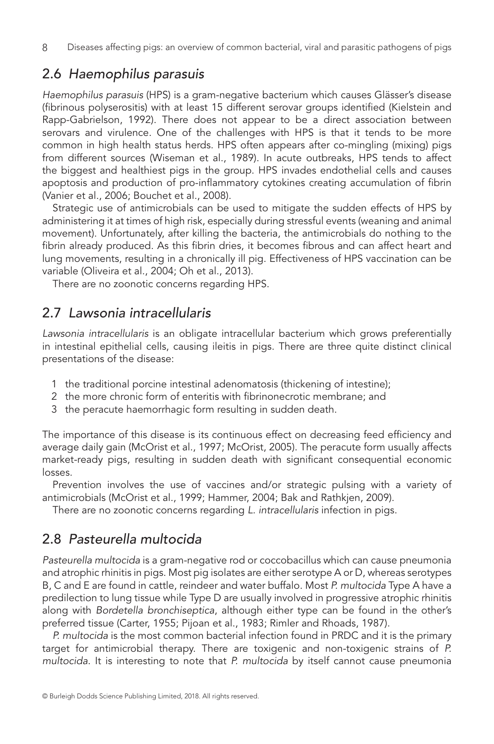## 2.6 *Haemophilus parasuis*

*Haemophilus parasuis* (HPS) is a gram-negative bacterium which causes Glässer's disease (fibrinous polyserositis) with at least 15 different serovar groups identified (Kielstein and Rapp-Gabrielson, 1992). There does not appear to be a direct association between serovars and virulence. One of the challenges with HPS is that it tends to be more common in high health status herds. HPS often appears after co-mingling (mixing) pigs from different sources (Wiseman et al., 1989). In acute outbreaks, HPS tends to affect the biggest and healthiest pigs in the group. HPS invades endothelial cells and causes apoptosis and production of pro-inflammatory cytokines creating accumulation of fibrin (Vanier et al., 2006; Bouchet et al., 2008).

Strategic use of antimicrobials can be used to mitigate the sudden effects of HPS by administering it at times of high risk, especially during stressful events (weaning and animal movement). Unfortunately, after killing the bacteria, the antimicrobials do nothing to the fibrin already produced. As this fibrin dries, it becomes fibrous and can affect heart and lung movements, resulting in a chronically ill pig. Effectiveness of HPS vaccination can be variable (Oliveira et al., 2004; Oh et al., 2013).

There are no zoonotic concerns regarding HPS.

## 2.7 *Lawsonia intracellularis*

*Lawsonia intracellularis* is an obligate intracellular bacterium which grows preferentially in intestinal epithelial cells, causing ileitis in pigs. There are three quite distinct clinical presentations of the disease:

1. the traditional porcine intestinal adenomatosis (thickening of intestine);
2. the more chronic form of enteritis with fibrinonecrotic membrane; and
3. the peracute haemorrhagic form resulting in sudden death.

The importance of this disease is its continuous effect on decreasing feed efficiency and average daily gain (McOrist et al., 1997; McOrist, 2005). The peracute form usually affects market-ready pigs, resulting in sudden death with significant consequential economic losses.

Prevention involves the use of vaccines and/or strategic pulsing with a variety of antimicrobials (McOrist et al., 1999; Hammer, 2004; Bak and Rathkjen, 2009).

There are no zoonotic concerns regarding *L. intracellularis* infection in pigs.

## 2.8 *Pasteurella multocida*

*Pasteurella multocida* is a gram-negative rod or coccobacillus which can cause pneumonia and atrophic rhinitis in pigs. Most pig isolates are either serotype A or D, whereas serotypes B, C and E are found in cattle, reindeer and water buffalo. Most *P. multocida* Type A have a predilection to lung tissue while Type D are usually involved in progressive atrophic rhinitis along with *Bordetella bronchiseptica*, although either type can be found in the other's preferred tissue (Carter, 1955; Pijoan et al., 1983; Rimler and Rhoads, 1987).

*P. multocida* is the most common bacterial infection found in PRDC and it is the primary target for antimicrobial therapy. There are toxigenic and non-toxigenic strains of *P. multocida*. It is interesting to note that *P. multocida* by itself cannot cause pneumonia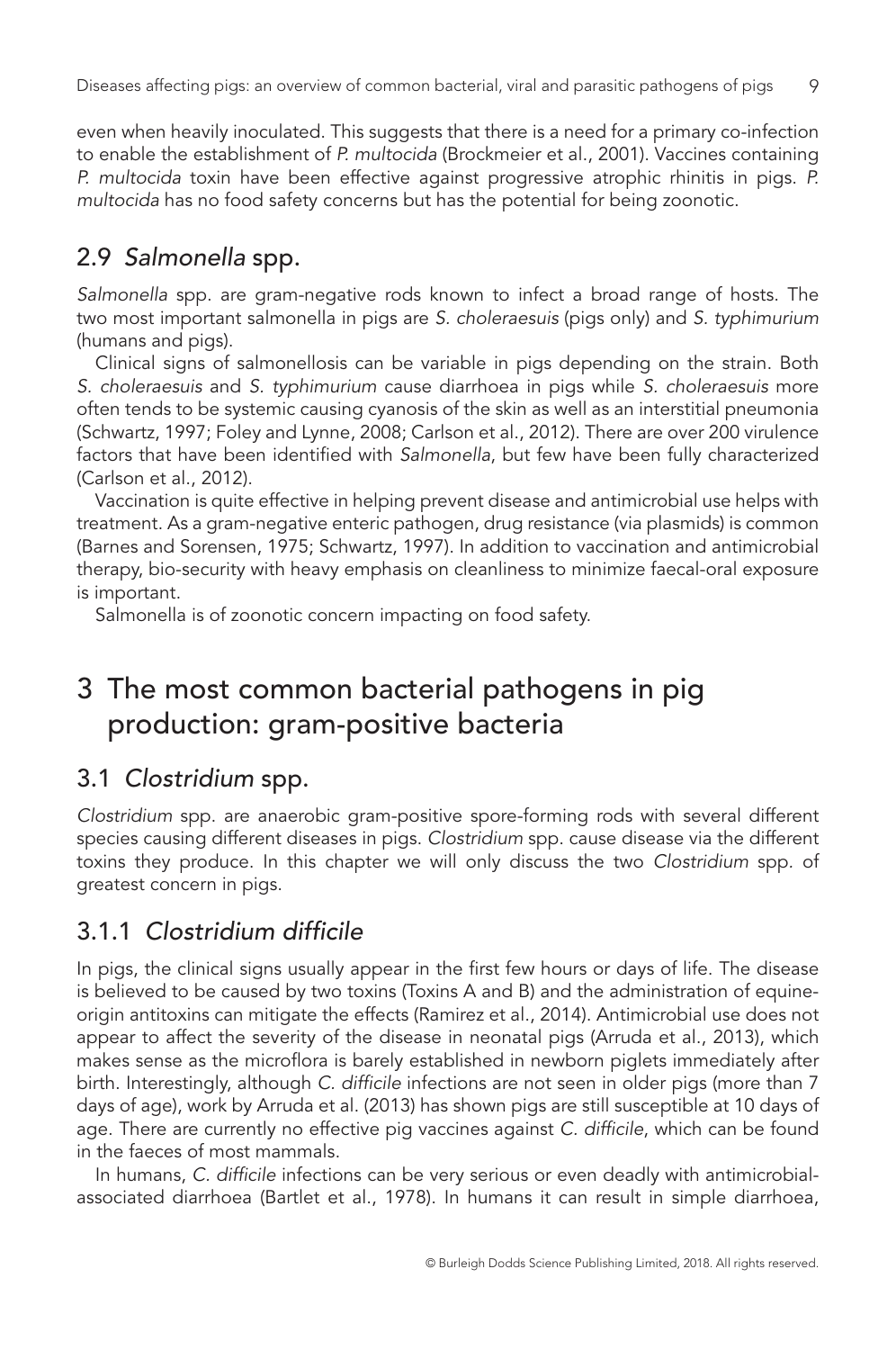even when heavily inoculated. This suggests that there is a need for a primary co-infection to enable the establishment of *P. multocida* (Brockmeier et al., 2001). Vaccines containing *P. multocida* toxin have been effective against progressive atrophic rhinitis in pigs. *P. multocida* has no food safety concerns but has the potential for being zoonotic.

## 2.9 *Salmonella* spp.

*Salmonella* spp. are gram-negative rods known to infect a broad range of hosts. The two most important salmonella in pigs are *S. choleraesuis* (pigs only) and *S. typhimurium* (humans and pigs).

Clinical signs of salmonellosis can be variable in pigs depending on the strain. Both *S. choleraesuis* and *S. typhimurium* cause diarrhoea in pigs while *S. choleraesuis* more often tends to be systemic causing cyanosis of the skin as well as an interstitial pneumonia (Schwartz, 1997; Foley and Lynne, 2008; Carlson et al., 2012). There are over 200 virulence factors that have been identified with *Salmonella*, but few have been fully characterized (Carlson et al., 2012).

Vaccination is quite effective in helping prevent disease and antimicrobial use helps with treatment. As a gram-negative enteric pathogen, drug resistance (via plasmids) is common (Barnes and Sorensen, 1975; Schwartz, 1997). In addition to vaccination and antimicrobial therapy, bio-security with heavy emphasis on cleanliness to minimize faecal-oral exposure is important.

Salmonella is of zoonotic concern impacting on food safety.

# 3 The most common bacterial pathogens in pig production: gram-positive bacteria

## 3.1 *Clostridium* spp.

*Clostridium* spp. are anaerobic gram-positive spore-forming rods with several different species causing different diseases in pigs. *Clostridium* spp. cause disease via the different toxins they produce. In this chapter we will only discuss the two *Clostridium* spp. of greatest concern in pigs.

### 3.1.1 *Clostridium difficile*

In pigs, the clinical signs usually appear in the first few hours or days of life. The disease is believed to be caused by two toxins (Toxins A and B) and the administration of equine-origin antitoxins can mitigate the effects (Ramirez et al., 2014). Antimicrobial use does not appear to affect the severity of the disease in neonatal pigs (Arruda et al., 2013), which makes sense as the microflora is barely established in newborn piglets immediately after birth. Interestingly, although *C. difficile* infections are not seen in older pigs (more than 7 days of age), work by Arruda et al. (2013) has shown pigs are still susceptible at 10 days of age. There are currently no effective pig vaccines against *C. difficile*, which can be found in the faeces of most mammals.

In humans, *C. difficile* infections can be very serious or even deadly with antimicrobial-associated diarrhoea (Bartlet et al., 1978). In humans it can result in simple diarrhoea,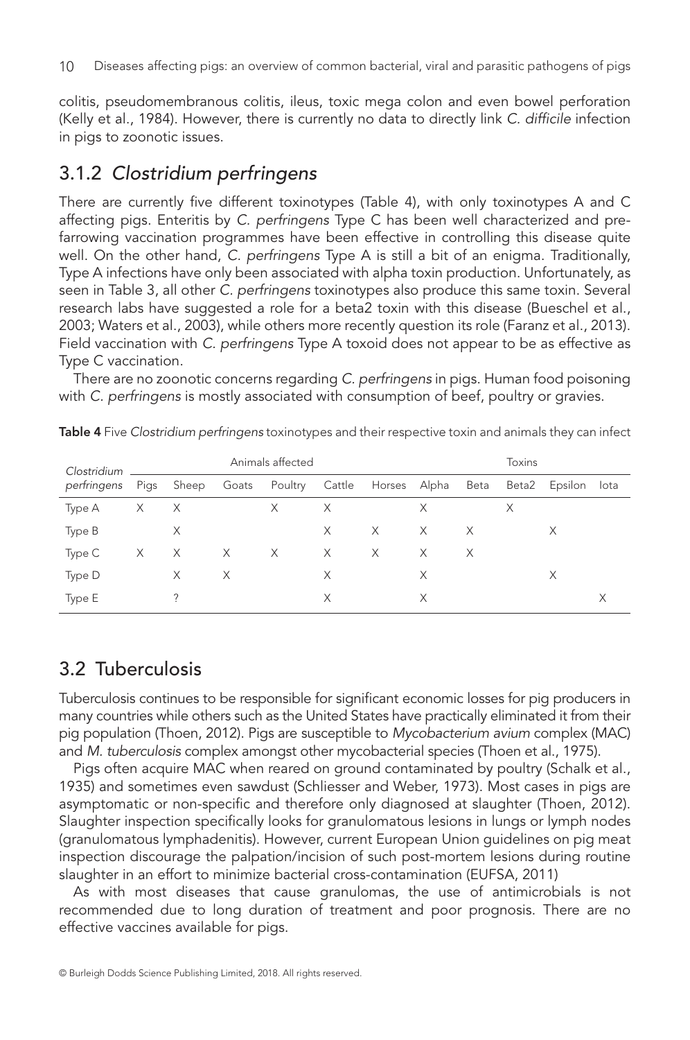colitis, pseudomembranous colitis, ileus, toxic mega colon and even bowel perforation (Kelly et al., 1984). However, there is currently no data to directly link *C. difficile* infection in pigs to zoonotic issues.

### 3.1.2 *Clostridium perfringens*

There are currently five different toxinotypes (Table 4), with only toxinotypes A and C affecting pigs. Enteritis by *C. perfringens* Type C has been well characterized and pre-farrowing vaccination programmes have been effective in controlling this disease quite well. On the other hand, *C. perfringens* Type A is still a bit of an enigma. Traditionally, Type A infections have only been associated with alpha toxin production. Unfortunately, as seen in Table 3, all other *C. perfringens* toxinotypes also produce this same toxin. Several research labs have suggested a role for a beta2 toxin with this disease (Bueschel et al., 2003; Waters et al., 2003), while others more recently question its role (Faranz et al., 2013). Field vaccination with *C. perfringens* Type A toxoid does not appear to be as effective as Type C vaccination.

There are no zoonotic concerns regarding *C. perfringens* in pigs. Human food poisoning with *C. perfringens* is mostly associated with consumption of beef, poultry or gravies.

**Table 4** Five *Clostridium perfringens* toxinotypes and their respective toxin and animals they can infect

| *Clostridium perfringens* | Animals affected | | | | | | Toxins | | | | |
|---|---|---|---|---|---|---|---|---|---|---|---|
| | Pigs | Sheep | Goats | Poultry | Cattle | Horses | Alpha | Beta | Beta2 | Epsilon | Iota |
| Type A | X | X | | X | X | | X | | X | | |
| Type B | | X | | | X | X | X | X | | X | |
| Type C | X | X | X | X | X | X | X | X | | | |
| Type D | | X | X | | X | | X | | | X | |
| Type E | | ? | | | X | | X | | | | X |

## 3.2 Tuberculosis

Tuberculosis continues to be responsible for significant economic losses for pig producers in many countries while others such as the United States have practically eliminated it from their pig population (Thoen, 2012). Pigs are susceptible to *Mycobacterium avium* complex (MAC) and *M. tuberculosis* complex amongst other mycobacterial species (Thoen et al., 1975).

Pigs often acquire MAC when reared on ground contaminated by poultry (Schalk et al., 1935) and sometimes even sawdust (Schliesser and Weber, 1973). Most cases in pigs are asymptomatic or non-specific and therefore only diagnosed at slaughter (Thoen, 2012). Slaughter inspection specifically looks for granulomatous lesions in lungs or lymph nodes (granulomatous lymphadenitis). However, current European Union guidelines on pig meat inspection discourage the palpation/incision of such post-mortem lesions during routine slaughter in an effort to minimize bacterial cross-contamination (EUFSA, 2011)

As with most diseases that cause granulomas, the use of antimicrobials is not recommended due to long duration of treatment and poor prognosis. There are no effective vaccines available for pigs.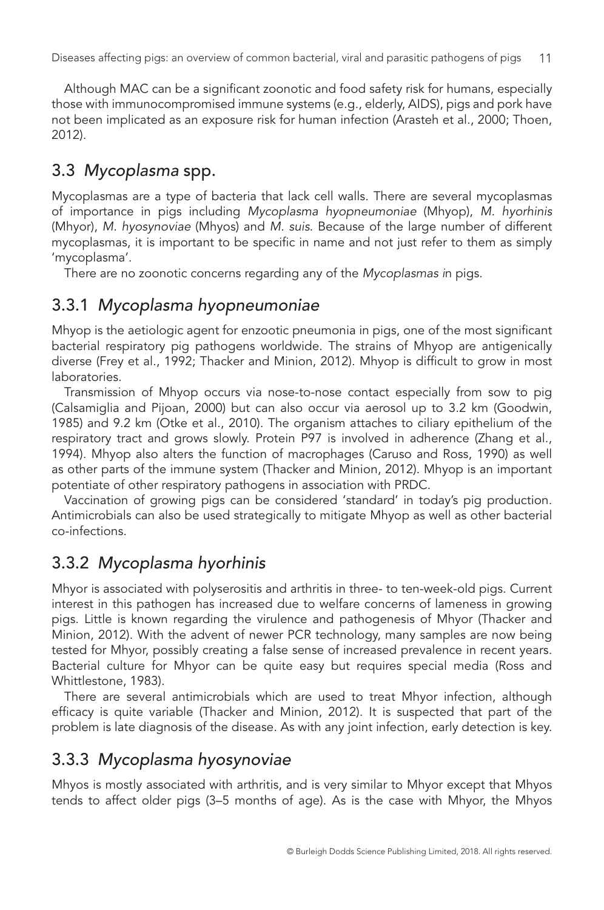Although MAC can be a significant zoonotic and food safety risk for humans, especially those with immunocompromised immune systems (e.g., elderly, AIDS), pigs and pork have not been implicated as an exposure risk for human infection (Arasteh et al., 2000; Thoen, 2012).

## 3.3 *Mycoplasma* spp.

Mycoplasmas are a type of bacteria that lack cell walls. There are several mycoplasmas of importance in pigs including *Mycoplasma hyopneumoniae* (Mhyop), *M. hyorhinis* (Mhyor), *M. hyosynoviae* (Mhyos) and *M. suis*. Because of the large number of different mycoplasmas, it is important to be specific in name and not just refer to them as simply 'mycoplasma'.

There are no zoonotic concerns regarding any of the *Mycoplasmas i*n pigs.

### 3.3.1 *Mycoplasma hyopneumoniae*

Mhyop is the aetiologic agent for enzootic pneumonia in pigs, one of the most significant bacterial respiratory pig pathogens worldwide. The strains of Mhyop are antigenically diverse (Frey et al., 1992; Thacker and Minion, 2012). Mhyop is difficult to grow in most laboratories.

Transmission of Mhyop occurs via nose-to-nose contact especially from sow to pig (Calsamiglia and Pijoan, 2000) but can also occur via aerosol up to 3.2 km (Goodwin, 1985) and 9.2 km (Otke et al., 2010). The organism attaches to ciliary epithelium of the respiratory tract and grows slowly. Protein P97 is involved in adherence (Zhang et al., 1994). Mhyop also alters the function of macrophages (Caruso and Ross, 1990) as well as other parts of the immune system (Thacker and Minion, 2012). Mhyop is an important potentiate of other respiratory pathogens in association with PRDC.

Vaccination of growing pigs can be considered 'standard' in today's pig production. Antimicrobials can also be used strategically to mitigate Mhyop as well as other bacterial co-infections.

### 3.3.2 *Mycoplasma hyorhinis*

Mhyor is associated with polyserositis and arthritis in three- to ten-week-old pigs. Current interest in this pathogen has increased due to welfare concerns of lameness in growing pigs. Little is known regarding the virulence and pathogenesis of Mhyor (Thacker and Minion, 2012). With the advent of newer PCR technology, many samples are now being tested for Mhyor, possibly creating a false sense of increased prevalence in recent years. Bacterial culture for Mhyor can be quite easy but requires special media (Ross and Whittlestone, 1983).

There are several antimicrobials which are used to treat Mhyor infection, although efficacy is quite variable (Thacker and Minion, 2012). It is suspected that part of the problem is late diagnosis of the disease. As with any joint infection, early detection is key.

### 3.3.3 *Mycoplasma hyosynoviae*

Mhyos is mostly associated with arthritis, and is very similar to Mhyor except that Mhyos tends to affect older pigs (3–5 months of age). As is the case with Mhyor, the Mhyos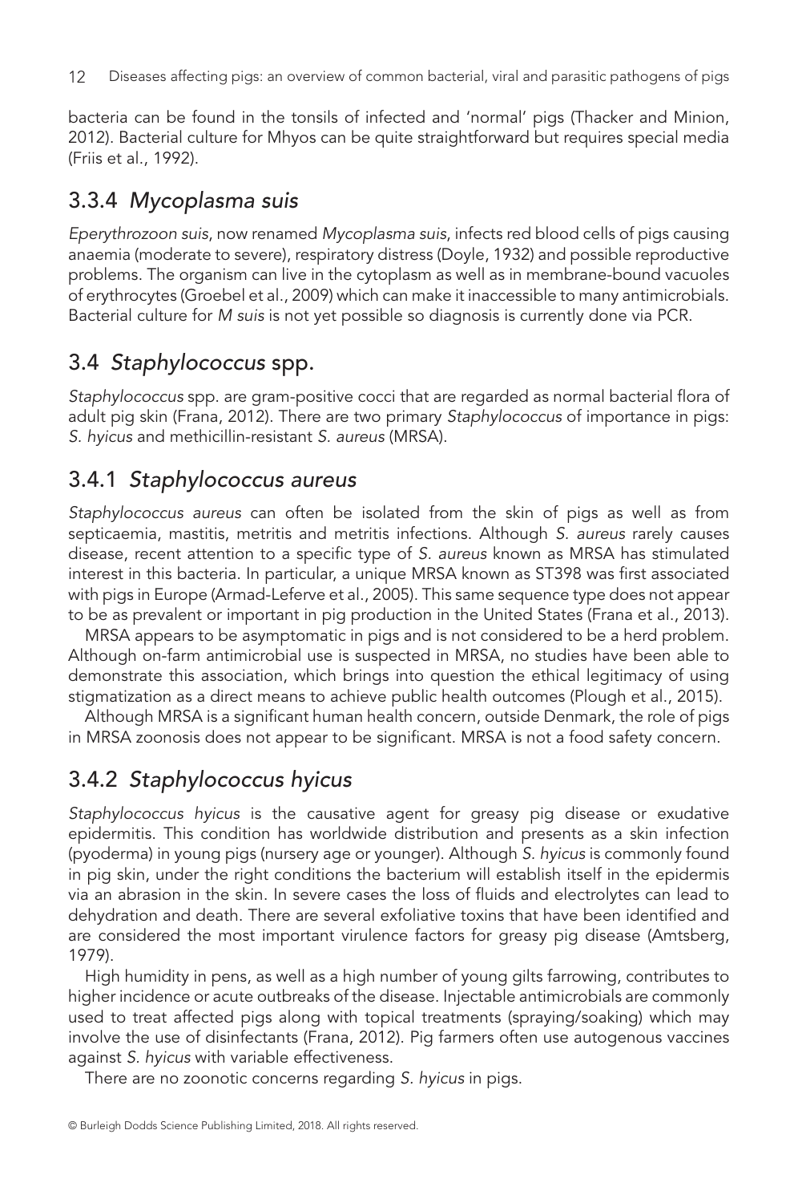bacteria can be found in the tonsils of infected and 'normal' pigs (Thacker and Minion, 2012). Bacterial culture for Mhyos can be quite straightforward but requires special media (Friis et al., 1992).

## 3.3.4 *Mycoplasma suis*

*Eperythrozoon suis*, now renamed *Mycoplasma suis*, infects red blood cells of pigs causing anaemia (moderate to severe), respiratory distress (Doyle, 1932) and possible reproductive problems. The organism can live in the cytoplasm as well as in membrane-bound vacuoles of erythrocytes (Groebel et al., 2009) which can make it inaccessible to many antimicrobials. Bacterial culture for *M suis* is not yet possible so diagnosis is currently done via PCR.

## 3.4 *Staphylococcus* spp.

*Staphylococcus* spp. are gram-positive cocci that are regarded as normal bacterial flora of adult pig skin (Frana, 2012). There are two primary *Staphylococcus* of importance in pigs: *S. hyicus* and methicillin-resistant *S. aureus* (MRSA).

## 3.4.1 *Staphylococcus aureus*

*Staphylococcus aureus* can often be isolated from the skin of pigs as well as from septicaemia, mastitis, metritis and metritis infections. Although *S. aureus* rarely causes disease, recent attention to a specific type of *S. aureus* known as MRSA has stimulated interest in this bacteria. In particular, a unique MRSA known as ST398 was first associated with pigs in Europe (Armad-Leferve et al., 2005). This same sequence type does not appear to be as prevalent or important in pig production in the United States (Frana et al., 2013).

MRSA appears to be asymptomatic in pigs and is not considered to be a herd problem. Although on-farm antimicrobial use is suspected in MRSA, no studies have been able to demonstrate this association, which brings into question the ethical legitimacy of using stigmatization as a direct means to achieve public health outcomes (Plough et al., 2015).

Although MRSA is a significant human health concern, outside Denmark, the role of pigs in MRSA zoonosis does not appear to be significant. MRSA is not a food safety concern.

## 3.4.2 *Staphylococcus hyicus*

*Staphylococcus hyicus* is the causative agent for greasy pig disease or exudative epidermitis. This condition has worldwide distribution and presents as a skin infection (pyoderma) in young pigs (nursery age or younger). Although *S. hyicus* is commonly found in pig skin, under the right conditions the bacterium will establish itself in the epidermis via an abrasion in the skin. In severe cases the loss of fluids and electrolytes can lead to dehydration and death. There are several exfoliative toxins that have been identified and are considered the most important virulence factors for greasy pig disease (Amtsberg, 1979).

High humidity in pens, as well as a high number of young gilts farrowing, contributes to higher incidence or acute outbreaks of the disease. Injectable antimicrobials are commonly used to treat affected pigs along with topical treatments (spraying/soaking) which may involve the use of disinfectants (Frana, 2012). Pig farmers often use autogenous vaccines against *S. hyicus* with variable effectiveness.

There are no zoonotic concerns regarding *S. hyicus* in pigs.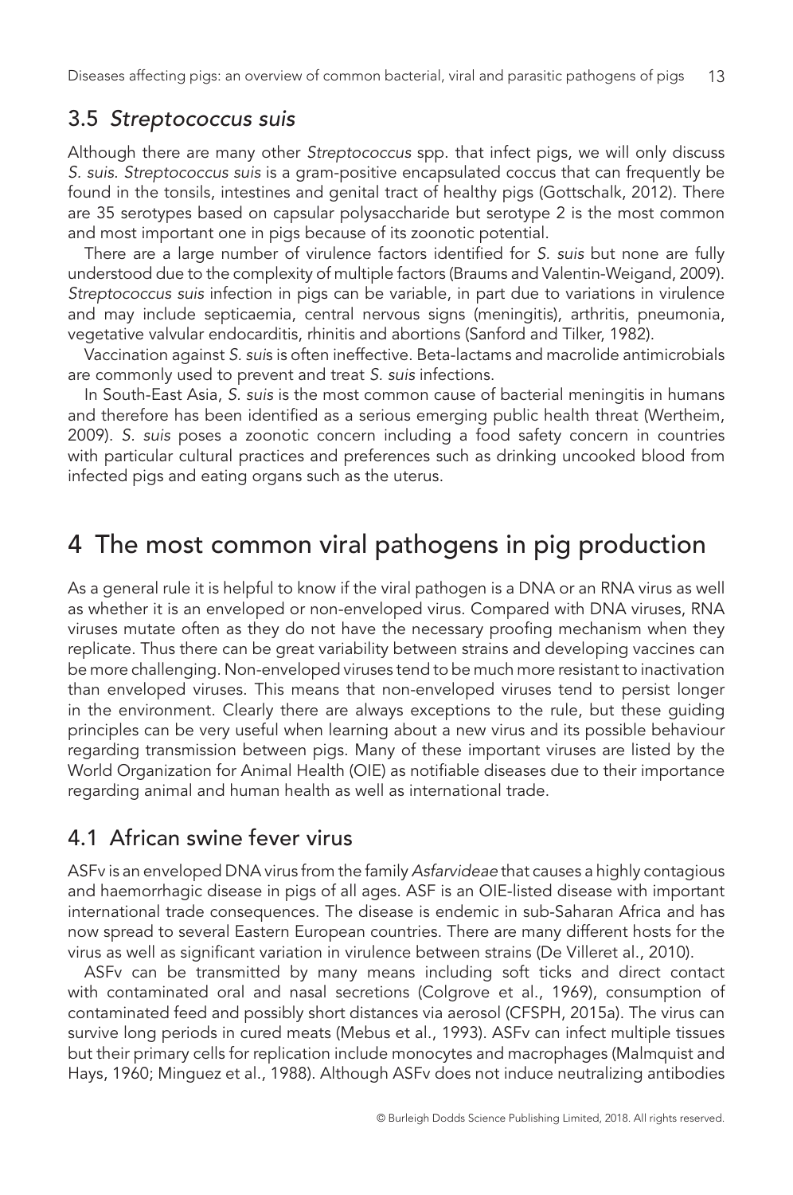## 3.5 *Streptococcus suis*

Although there are many other *Streptococcus* spp. that infect pigs, we will only discuss *S. suis*. *Streptococcus suis* is a gram-positive encapsulated coccus that can frequently be found in the tonsils, intestines and genital tract of healthy pigs (Gottschalk, 2012). There are 35 serotypes based on capsular polysaccharide but serotype 2 is the most common and most important one in pigs because of its zoonotic potential.

There are a large number of virulence factors identified for *S. suis* but none are fully understood due to the complexity of multiple factors (Braums and Valentin-Weigand, 2009). *Streptococcus suis* infection in pigs can be variable, in part due to variations in virulence and may include septicaemia, central nervous signs (meningitis), arthritis, pneumonia, vegetative valvular endocarditis, rhinitis and abortions (Sanford and Tilker, 1982).

Vaccination against *S. suis* is often ineffective. Beta-lactams and macrolide antimicrobials are commonly used to prevent and treat *S. suis* infections.

In South-East Asia, *S. suis* is the most common cause of bacterial meningitis in humans and therefore has been identified as a serious emerging public health threat (Wertheim, 2009). *S. suis* poses a zoonotic concern including a food safety concern in countries with particular cultural practices and preferences such as drinking uncooked blood from infected pigs and eating organs such as the uterus.

# 4 The most common viral pathogens in pig production

As a general rule it is helpful to know if the viral pathogen is a DNA or an RNA virus as well as whether it is an enveloped or non-enveloped virus. Compared with DNA viruses, RNA viruses mutate often as they do not have the necessary proofing mechanism when they replicate. Thus there can be great variability between strains and developing vaccines can be more challenging. Non-enveloped viruses tend to be much more resistant to inactivation than enveloped viruses. This means that non-enveloped viruses tend to persist longer in the environment. Clearly there are always exceptions to the rule, but these guiding principles can be very useful when learning about a new virus and its possible behaviour regarding transmission between pigs. Many of these important viruses are listed by the World Organization for Animal Health (OIE) as notifiable diseases due to their importance regarding animal and human health as well as international trade.

## 4.1 African swine fever virus

ASFv is an enveloped DNA virus from the family *Asfarvideae* that causes a highly contagious and haemorrhagic disease in pigs of all ages. ASF is an OIE-listed disease with important international trade consequences. The disease is endemic in sub-Saharan Africa and has now spread to several Eastern European countries. There are many different hosts for the virus as well as significant variation in virulence between strains (De Villeret al., 2010).

ASFv can be transmitted by many means including soft ticks and direct contact with contaminated oral and nasal secretions (Colgrove et al., 1969), consumption of contaminated feed and possibly short distances via aerosol (CFSPH, 2015a). The virus can survive long periods in cured meats (Mebus et al., 1993). ASFv can infect multiple tissues but their primary cells for replication include monocytes and macrophages (Malmquist and Hays, 1960; Minguez et al., 1988). Although ASFv does not induce neutralizing antibodies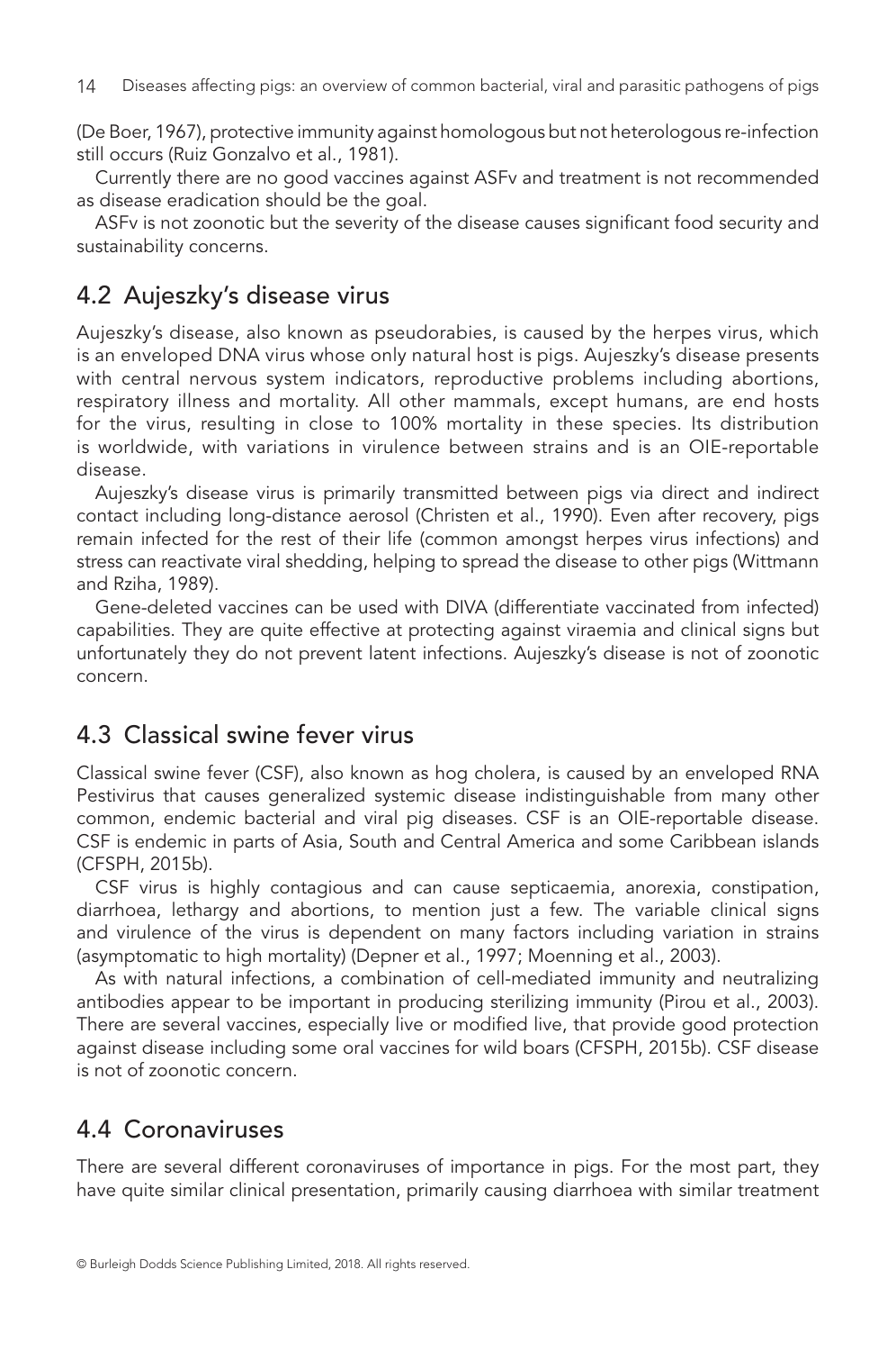(De Boer, 1967), protective immunity against homologous but not heterologous re-infection still occurs (Ruiz Gonzalvo et al., 1981).

Currently there are no good vaccines against ASFv and treatment is not recommended as disease eradication should be the goal.

ASFv is not zoonotic but the severity of the disease causes significant food security and sustainability concerns.

## 4.2 Aujeszky's disease virus

Aujeszky's disease, also known as pseudorabies, is caused by the herpes virus, which is an enveloped DNA virus whose only natural host is pigs. Aujeszky's disease presents with central nervous system indicators, reproductive problems including abortions, respiratory illness and mortality. All other mammals, except humans, are end hosts for the virus, resulting in close to 100% mortality in these species. Its distribution is worldwide, with variations in virulence between strains and is an OIE-reportable disease.

Aujeszky's disease virus is primarily transmitted between pigs via direct and indirect contact including long-distance aerosol (Christen et al., 1990). Even after recovery, pigs remain infected for the rest of their life (common amongst herpes virus infections) and stress can reactivate viral shedding, helping to spread the disease to other pigs (Wittmann and Rziha, 1989).

Gene-deleted vaccines can be used with DIVA (differentiate vaccinated from infected) capabilities. They are quite effective at protecting against viraemia and clinical signs but unfortunately they do not prevent latent infections. Aujeszky's disease is not of zoonotic concern.

## 4.3 Classical swine fever virus

Classical swine fever (CSF), also known as hog cholera, is caused by an enveloped RNA Pestivirus that causes generalized systemic disease indistinguishable from many other common, endemic bacterial and viral pig diseases. CSF is an OIE-reportable disease. CSF is endemic in parts of Asia, South and Central America and some Caribbean islands (CFSPH, 2015b).

CSF virus is highly contagious and can cause septicaemia, anorexia, constipation, diarrhoea, lethargy and abortions, to mention just a few. The variable clinical signs and virulence of the virus is dependent on many factors including variation in strains (asymptomatic to high mortality) (Depner et al., 1997; Moenning et al., 2003).

As with natural infections, a combination of cell-mediated immunity and neutralizing antibodies appear to be important in producing sterilizing immunity (Pirou et al., 2003). There are several vaccines, especially live or modified live, that provide good protection against disease including some oral vaccines for wild boars (CFSPH, 2015b). CSF disease is not of zoonotic concern.

## 4.4 Coronaviruses

There are several different coronaviruses of importance in pigs. For the most part, they have quite similar clinical presentation, primarily causing diarrhoea with similar treatment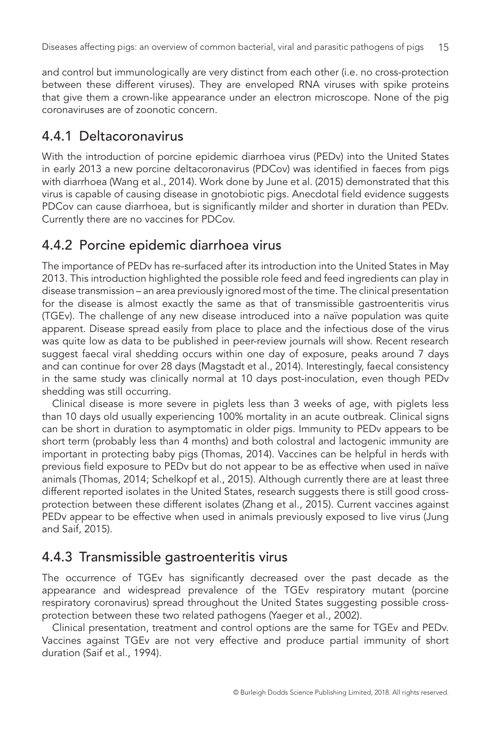and control but immunologically are very distinct from each other (i.e. no cross-protection between these different viruses). They are enveloped RNA viruses with spike proteins that give them a crown-like appearance under an electron microscope. None of the pig coronaviruses are of zoonotic concern.

## 4.4.1 Deltacoronavirus

With the introduction of porcine epidemic diarrhoea virus (PEDv) into the United States in early 2013 a new porcine deltacoronavirus (PDCov) was identified in faeces from pigs with diarrhoea (Wang et al., 2014). Work done by June et al. (2015) demonstrated that this virus is capable of causing disease in gnotobiotic pigs. Anecdotal field evidence suggests PDCov can cause diarrhoea, but is significantly milder and shorter in duration than PEDv. Currently there are no vaccines for PDCov.

## 4.4.2 Porcine epidemic diarrhoea virus

The importance of PEDv has re-surfaced after its introduction into the United States in May 2013. This introduction highlighted the possible role feed and feed ingredients can play in disease transmission – an area previously ignored most of the time. The clinical presentation for the disease is almost exactly the same as that of transmissible gastroenteritis virus (TGEv). The challenge of any new disease introduced into a naïve population was quite apparent. Disease spread easily from place to place and the infectious dose of the virus was quite low as data to be published in peer-review journals will show. Recent research suggest faecal viral shedding occurs within one day of exposure, peaks around 7 days and can continue for over 28 days (Magstadt et al., 2014). Interestingly, faecal consistency in the same study was clinically normal at 10 days post-inoculation, even though PEDv shedding was still occurring.

Clinical disease is more severe in piglets less than 3 weeks of age, with piglets less than 10 days old usually experiencing 100% mortality in an acute outbreak. Clinical signs can be short in duration to asymptomatic in older pigs. Immunity to PEDv appears to be short term (probably less than 4 months) and both colostral and lactogenic immunity are important in protecting baby pigs (Thomas, 2014). Vaccines can be helpful in herds with previous field exposure to PEDv but do not appear to be as effective when used in naïve animals (Thomas, 2014; Schelkopf et al., 2015). Although currently there are at least three different reported isolates in the United States, research suggests there is still good cross-protection between these different isolates (Zhang et al., 2015). Current vaccines against PEDv appear to be effective when used in animals previously exposed to live virus (Jung and Saif, 2015).

## 4.4.3 Transmissible gastroenteritis virus

The occurrence of TGEv has significantly decreased over the past decade as the appearance and widespread prevalence of the TGEv respiratory mutant (porcine respiratory coronavirus) spread throughout the United States suggesting possible cross-protection between these two related pathogens (Yaeger et al., 2002).

Clinical presentation, treatment and control options are the same for TGEv and PEDv. Vaccines against TGEv are not very effective and produce partial immunity of short duration (Saif et al., 1994).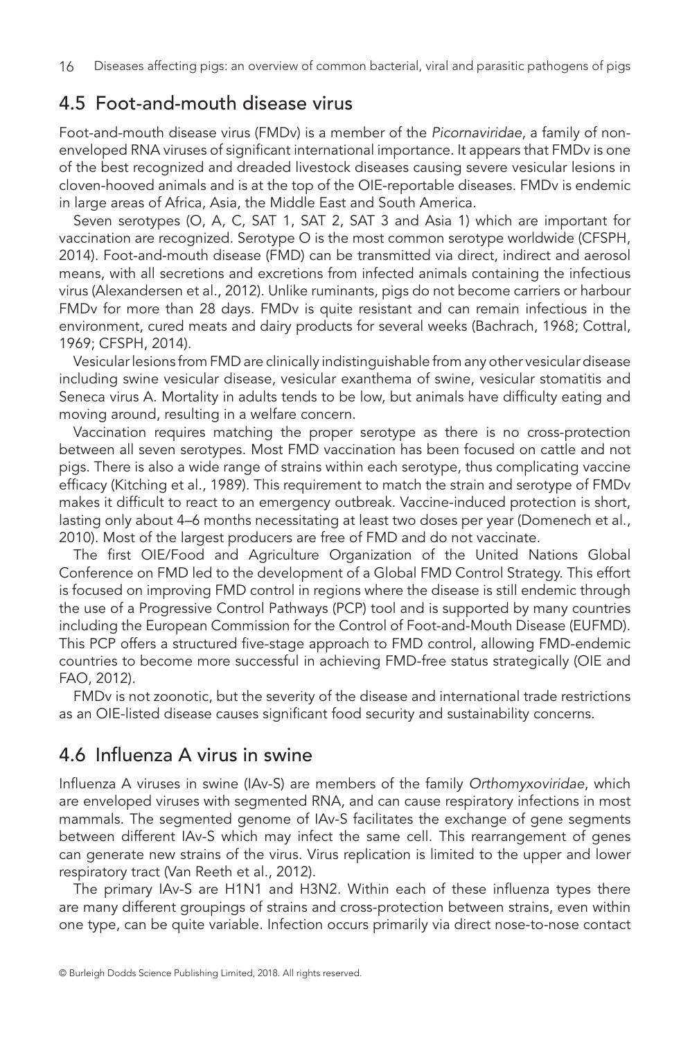## 4.5 Foot-and-mouth disease virus

Foot-and-mouth disease virus (FMDv) is a member of the *Picornaviridae*, a family of non-enveloped RNA viruses of significant international importance. It appears that FMDv is one of the best recognized and dreaded livestock diseases causing severe vesicular lesions in cloven-hooved animals and is at the top of the OIE-reportable diseases. FMDv is endemic in large areas of Africa, Asia, the Middle East and South America.

Seven serotypes (O, A, C, SAT 1, SAT 2, SAT 3 and Asia 1) which are important for vaccination are recognized. Serotype O is the most common serotype worldwide (CFSPH, 2014). Foot-and-mouth disease (FMD) can be transmitted via direct, indirect and aerosol means, with all secretions and excretions from infected animals containing the infectious virus (Alexandersen et al., 2012). Unlike ruminants, pigs do not become carriers or harbour FMDv for more than 28 days. FMDv is quite resistant and can remain infectious in the environment, cured meats and dairy products for several weeks (Bachrach, 1968; Cottral, 1969; CFSPH, 2014).

Vesicular lesions from FMD are clinically indistinguishable from any other vesicular disease including swine vesicular disease, vesicular exanthema of swine, vesicular stomatitis and Seneca virus A. Mortality in adults tends to be low, but animals have difficulty eating and moving around, resulting in a welfare concern.

Vaccination requires matching the proper serotype as there is no cross-protection between all seven serotypes. Most FMD vaccination has been focused on cattle and not pigs. There is also a wide range of strains within each serotype, thus complicating vaccine efficacy (Kitching et al., 1989). This requirement to match the strain and serotype of FMDv makes it difficult to react to an emergency outbreak. Vaccine-induced protection is short, lasting only about 4–6 months necessitating at least two doses per year (Domenech et al., 2010). Most of the largest producers are free of FMD and do not vaccinate.

The first OIE/Food and Agriculture Organization of the United Nations Global Conference on FMD led to the development of a Global FMD Control Strategy. This effort is focused on improving FMD control in regions where the disease is still endemic through the use of a Progressive Control Pathways (PCP) tool and is supported by many countries including the European Commission for the Control of Foot-and-Mouth Disease (EUFMD). This PCP offers a structured five-stage approach to FMD control, allowing FMD-endemic countries to become more successful in achieving FMD-free status strategically (OIE and FAO, 2012).

FMDv is not zoonotic, but the severity of the disease and international trade restrictions as an OIE-listed disease causes significant food security and sustainability concerns.

## 4.6 Influenza A virus in swine

Influenza A viruses in swine (IAv-S) are members of the family *Orthomyxoviridae*, which are enveloped viruses with segmented RNA, and can cause respiratory infections in most mammals. The segmented genome of IAv-S facilitates the exchange of gene segments between different IAv-S which may infect the same cell. This rearrangement of genes can generate new strains of the virus. Virus replication is limited to the upper and lower respiratory tract (Van Reeth et al., 2012).

The primary IAv-S are H1N1 and H3N2. Within each of these influenza types there are many different groupings of strains and cross-protection between strains, even within one type, can be quite variable. Infection occurs primarily via direct nose-to-nose contact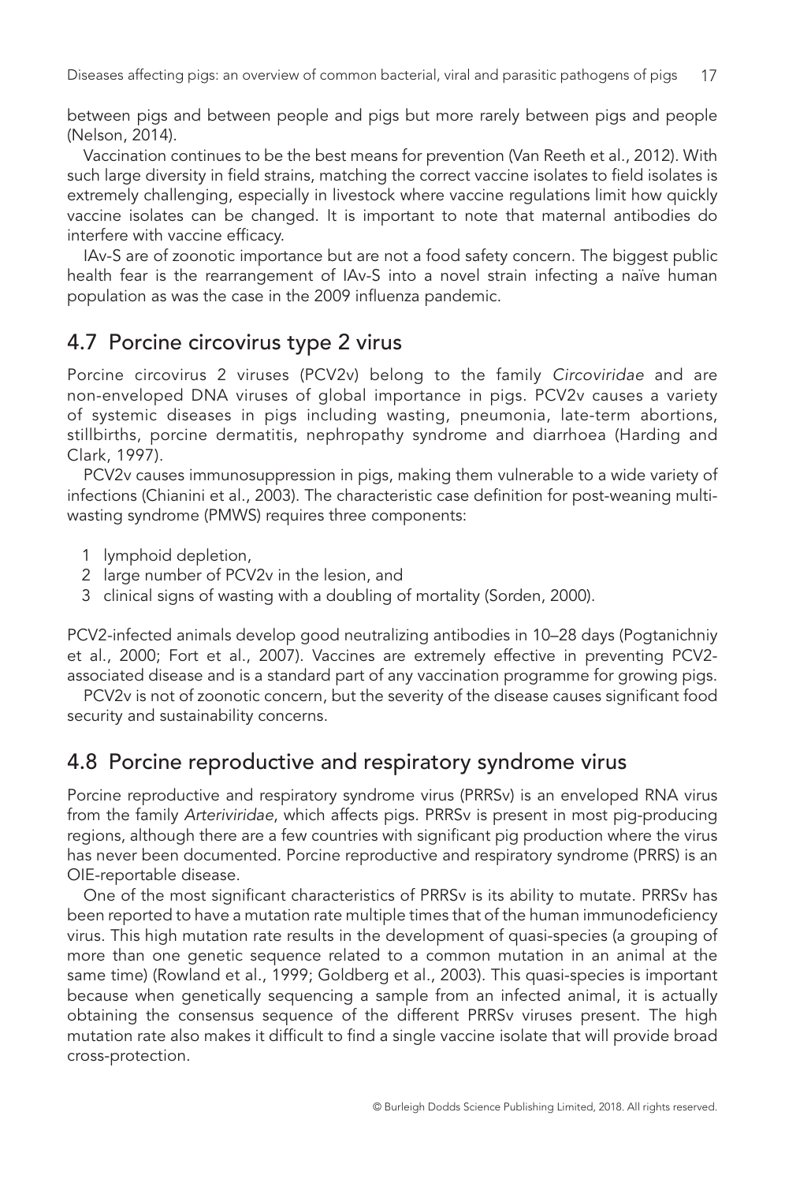between pigs and between people and pigs but more rarely between pigs and people (Nelson, 2014).

Vaccination continues to be the best means for prevention (Van Reeth et al., 2012). With such large diversity in field strains, matching the correct vaccine isolates to field isolates is extremely challenging, especially in livestock where vaccine regulations limit how quickly vaccine isolates can be changed. It is important to note that maternal antibodies do interfere with vaccine efficacy.

IAv-S are of zoonotic importance but are not a food safety concern. The biggest public health fear is the rearrangement of IAv-S into a novel strain infecting a naïve human population as was the case in the 2009 influenza pandemic.

## 4.7 Porcine circovirus type 2 virus

Porcine circovirus 2 viruses (PCV2v) belong to the family *Circoviridae* and are non-enveloped DNA viruses of global importance in pigs. PCV2v causes a variety of systemic diseases in pigs including wasting, pneumonia, late-term abortions, stillbirths, porcine dermatitis, nephropathy syndrome and diarrhoea (Harding and Clark, 1997).

PCV2v causes immunosuppression in pigs, making them vulnerable to a wide variety of infections (Chianini et al., 2003). The characteristic case definition for post-weaning multi-wasting syndrome (PMWS) requires three components:

1. lymphoid depletion,
2. large number of PCV2v in the lesion, and
3. clinical signs of wasting with a doubling of mortality (Sorden, 2000).

PCV2-infected animals develop good neutralizing antibodies in 10–28 days (Pogtanichniy et al., 2000; Fort et al., 2007). Vaccines are extremely effective in preventing PCV2-associated disease and is a standard part of any vaccination programme for growing pigs.

PCV2v is not of zoonotic concern, but the severity of the disease causes significant food security and sustainability concerns.

## 4.8 Porcine reproductive and respiratory syndrome virus

Porcine reproductive and respiratory syndrome virus (PRRSv) is an enveloped RNA virus from the family *Arteriviridae*, which affects pigs. PRRSv is present in most pig-producing regions, although there are a few countries with significant pig production where the virus has never been documented. Porcine reproductive and respiratory syndrome (PRRS) is an OIE-reportable disease.

One of the most significant characteristics of PRRSv is its ability to mutate. PRRSv has been reported to have a mutation rate multiple times that of the human immunodeficiency virus. This high mutation rate results in the development of quasi-species (a grouping of more than one genetic sequence related to a common mutation in an animal at the same time) (Rowland et al., 1999; Goldberg et al., 2003). This quasi-species is important because when genetically sequencing a sample from an infected animal, it is actually obtaining the consensus sequence of the different PRRSv viruses present. The high mutation rate also makes it difficult to find a single vaccine isolate that will provide broad cross-protection.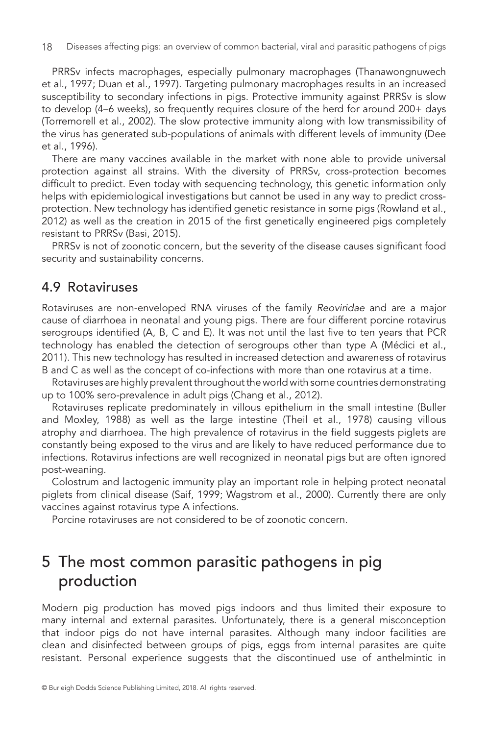PRRSv infects macrophages, especially pulmonary macrophages (Thanawongnuwech et al., 1997; Duan et al., 1997). Targeting pulmonary macrophages results in an increased susceptibility to secondary infections in pigs. Protective immunity against PRRSv is slow to develop (4–6 weeks), so frequently requires closure of the herd for around 200+ days (Torremorell et al., 2002). The slow protective immunity along with low transmissibility of the virus has generated sub-populations of animals with different levels of immunity (Dee et al., 1996).

There are many vaccines available in the market with none able to provide universal protection against all strains. With the diversity of PRRSv, cross-protection becomes difficult to predict. Even today with sequencing technology, this genetic information only helps with epidemiological investigations but cannot be used in any way to predict cross-protection. New technology has identified genetic resistance in some pigs (Rowland et al., 2012) as well as the creation in 2015 of the first genetically engineered pigs completely resistant to PRRSv (Basi, 2015).

PRRSv is not of zoonotic concern, but the severity of the disease causes significant food security and sustainability concerns.

## 4.9 Rotaviruses

Rotaviruses are non-enveloped RNA viruses of the family *Reoviridae* and are a major cause of diarrhoea in neonatal and young pigs. There are four different porcine rotavirus serogroups identified (A, B, C and E). It was not until the last five to ten years that PCR technology has enabled the detection of serogroups other than type A (Médici et al., 2011). This new technology has resulted in increased detection and awareness of rotavirus B and C as well as the concept of co-infections with more than one rotavirus at a time.

Rotaviruses are highly prevalent throughout the world with some countries demonstrating up to 100% sero-prevalence in adult pigs (Chang et al., 2012).

Rotaviruses replicate predominately in villous epithelium in the small intestine (Buller and Moxley, 1988) as well as the large intestine (Theil et al., 1978) causing villous atrophy and diarrhoea. The high prevalence of rotavirus in the field suggests piglets are constantly being exposed to the virus and are likely to have reduced performance due to infections. Rotavirus infections are well recognized in neonatal pigs but are often ignored post-weaning.

Colostrum and lactogenic immunity play an important role in helping protect neonatal piglets from clinical disease (Saif, 1999; Wagstrom et al., 2000). Currently there are only vaccines against rotavirus type A infections.

Porcine rotaviruses are not considered to be of zoonotic concern.

# 5 The most common parasitic pathogens in pig production

Modern pig production has moved pigs indoors and thus limited their exposure to many internal and external parasites. Unfortunately, there is a general misconception that indoor pigs do not have internal parasites. Although many indoor facilities are clean and disinfected between groups of pigs, eggs from internal parasites are quite resistant. Personal experience suggests that the discontinued use of anthelmintic in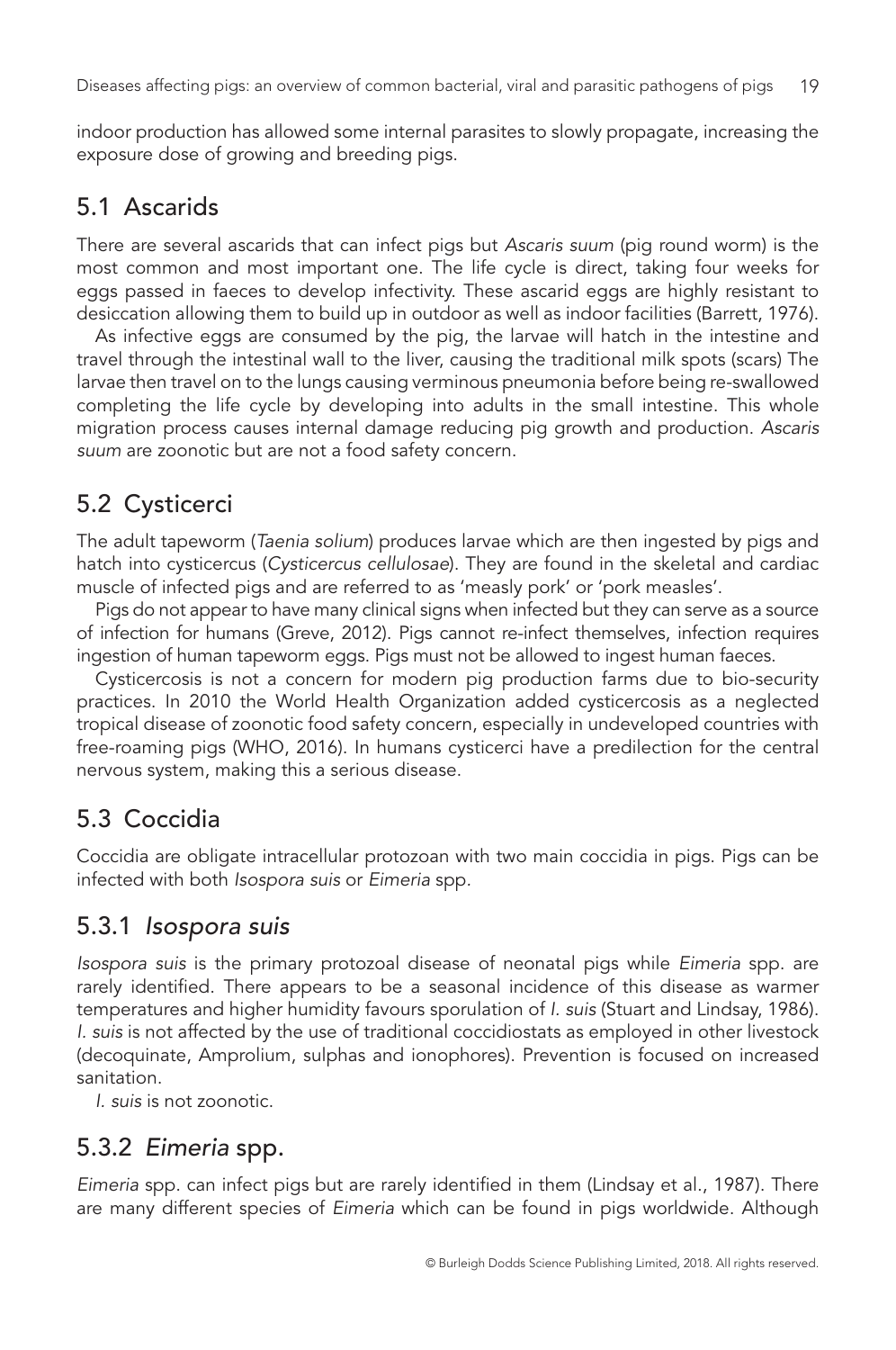indoor production has allowed some internal parasites to slowly propagate, increasing the exposure dose of growing and breeding pigs.

## 5.1 Ascarids

There are several ascarids that can infect pigs but *Ascaris suum* (pig round worm) is the most common and most important one. The life cycle is direct, taking four weeks for eggs passed in faeces to develop infectivity. These ascarid eggs are highly resistant to desiccation allowing them to build up in outdoor as well as indoor facilities (Barrett, 1976).

As infective eggs are consumed by the pig, the larvae will hatch in the intestine and travel through the intestinal wall to the liver, causing the traditional milk spots (scars) The larvae then travel on to the lungs causing verminous pneumonia before being re-swallowed completing the life cycle by developing into adults in the small intestine. This whole migration process causes internal damage reducing pig growth and production. *Ascaris suum* are zoonotic but are not a food safety concern.

## 5.2 Cysticerci

The adult tapeworm (*Taenia solium*) produces larvae which are then ingested by pigs and hatch into cysticercus (*Cysticercus cellulosae*). They are found in the skeletal and cardiac muscle of infected pigs and are referred to as 'measly pork' or 'pork measles'.

Pigs do not appear to have many clinical signs when infected but they can serve as a source of infection for humans (Greve, 2012). Pigs cannot re-infect themselves, infection requires ingestion of human tapeworm eggs. Pigs must not be allowed to ingest human faeces.

Cysticercosis is not a concern for modern pig production farms due to bio-security practices. In 2010 the World Health Organization added cysticercosis as a neglected tropical disease of zoonotic food safety concern, especially in undeveloped countries with free-roaming pigs (WHO, 2016). In humans cysticerci have a predilection for the central nervous system, making this a serious disease.

## 5.3 Coccidia

Coccidia are obligate intracellular protozoan with two main coccidia in pigs. Pigs can be infected with both *Isospora suis* or *Eimeria* spp.

### 5.3.1 *Isospora suis*

*Isospora suis* is the primary protozoal disease of neonatal pigs while *Eimeria* spp. are rarely identified. There appears to be a seasonal incidence of this disease as warmer temperatures and higher humidity favours sporulation of *I. suis* (Stuart and Lindsay, 1986). *I. suis* is not affected by the use of traditional coccidiostats as employed in other livestock (decoquinate, Amprolium, sulphas and ionophores). Prevention is focused on increased sanitation.

*I. suis* is not zoonotic.

### 5.3.2 *Eimeria* spp.

*Eimeria* spp. can infect pigs but are rarely identified in them (Lindsay et al., 1987). There are many different species of *Eimeria* which can be found in pigs worldwide. Although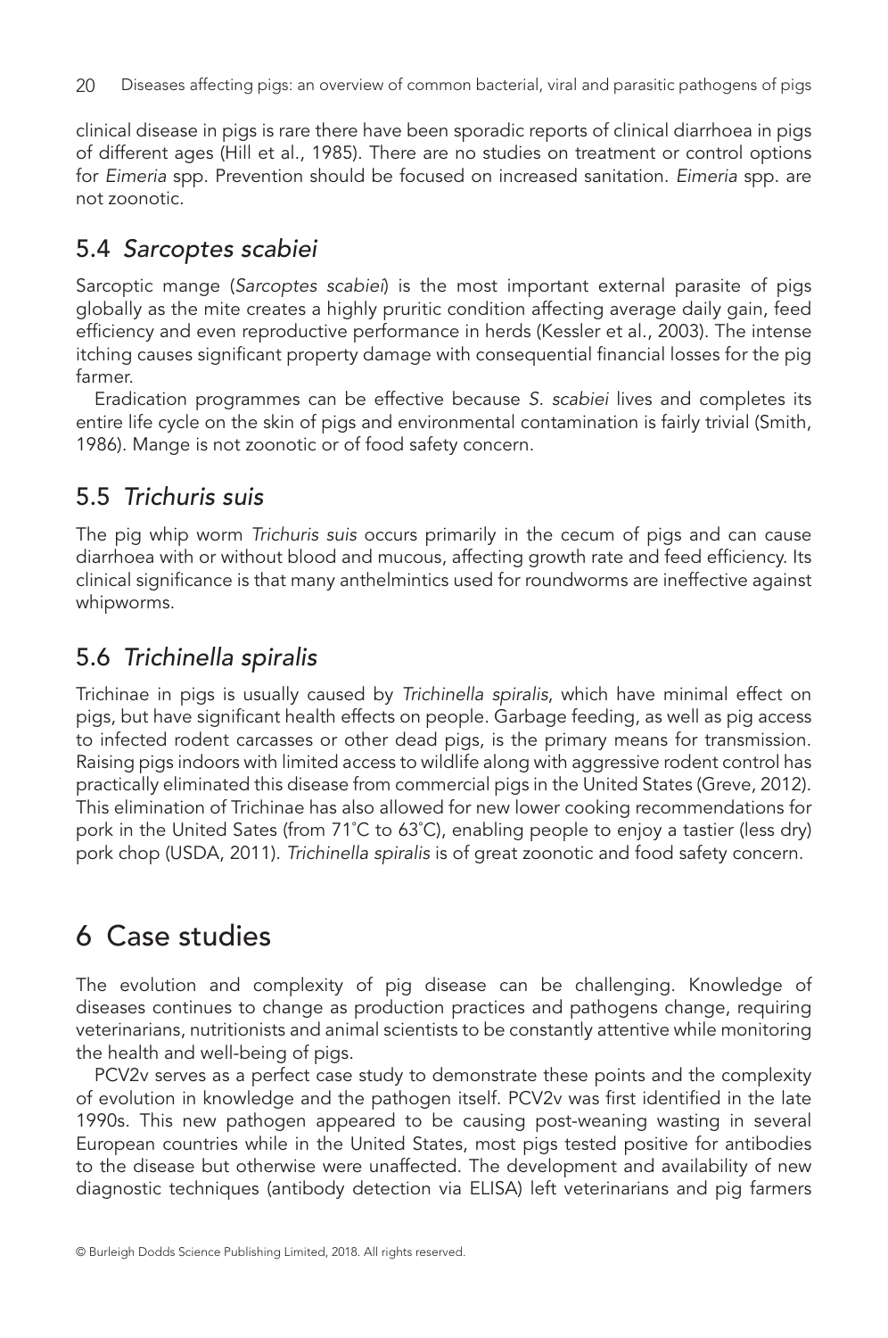clinical disease in pigs is rare there have been sporadic reports of clinical diarrhoea in pigs of different ages (Hill et al., 1985). There are no studies on treatment or control options for *Eimeria* spp. Prevention should be focused on increased sanitation. *Eimeria* spp. are not zoonotic.

## 5.4 *Sarcoptes scabiei*

Sarcoptic mange (*Sarcoptes scabiei*) is the most important external parasite of pigs globally as the mite creates a highly pruritic condition affecting average daily gain, feed efficiency and even reproductive performance in herds (Kessler et al., 2003). The intense itching causes significant property damage with consequential financial losses for the pig farmer.

Eradication programmes can be effective because *S. scabiei* lives and completes its entire life cycle on the skin of pigs and environmental contamination is fairly trivial (Smith, 1986). Mange is not zoonotic or of food safety concern.

## 5.5 *Trichuris suis*

The pig whip worm *Trichuris suis* occurs primarily in the cecum of pigs and can cause diarrhoea with or without blood and mucous, affecting growth rate and feed efficiency. Its clinical significance is that many anthelmintics used for roundworms are ineffective against whipworms.

## 5.6 *Trichinella spiralis*

Trichinae in pigs is usually caused by *Trichinella spiralis*, which have minimal effect on pigs, but have significant health effects on people. Garbage feeding, as well as pig access to infected rodent carcasses or other dead pigs, is the primary means for transmission. Raising pigs indoors with limited access to wildlife along with aggressive rodent control has practically eliminated this disease from commercial pigs in the United States (Greve, 2012). This elimination of Trichinae has also allowed for new lower cooking recommendations for pork in the United Sates (from 71°C to 63°C), enabling people to enjoy a tastier (less dry) pork chop (USDA, 2011). *Trichinella spiralis* is of great zoonotic and food safety concern.

# 6 Case studies

The evolution and complexity of pig disease can be challenging. Knowledge of diseases continues to change as production practices and pathogens change, requiring veterinarians, nutritionists and animal scientists to be constantly attentive while monitoring the health and well-being of pigs.

PCV2v serves as a perfect case study to demonstrate these points and the complexity of evolution in knowledge and the pathogen itself. PCV2v was first identified in the late 1990s. This new pathogen appeared to be causing post-weaning wasting in several European countries while in the United States, most pigs tested positive for antibodies to the disease but otherwise were unaffected. The development and availability of new diagnostic techniques (antibody detection via ELISA) left veterinarians and pig farmers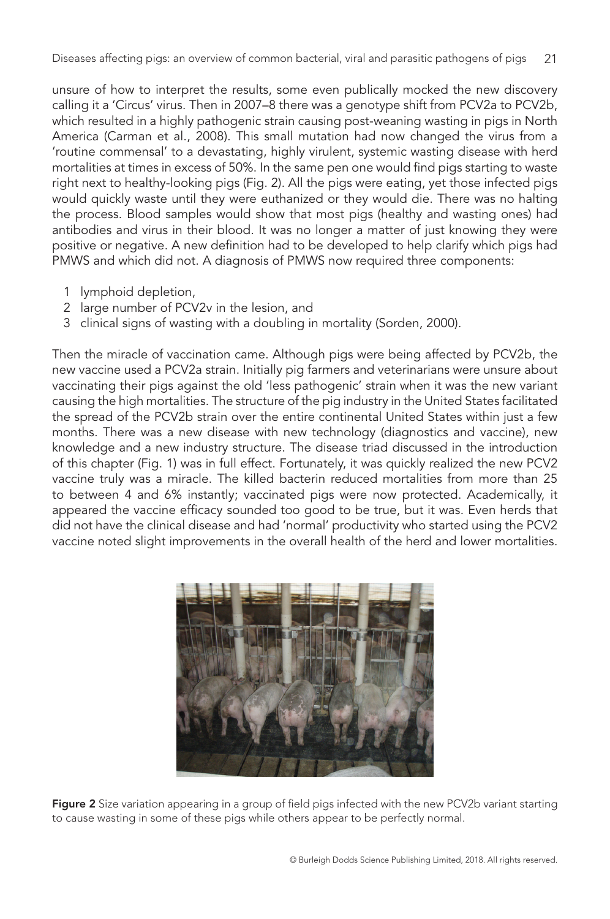unsure of how to interpret the results, some even publically mocked the new discovery calling it a 'Circus' virus. Then in 2007–8 there was a genotype shift from PCV2a to PCV2b, which resulted in a highly pathogenic strain causing post-weaning wasting in pigs in North America (Carman et al., 2008). This small mutation had now changed the virus from a 'routine commensal' to a devastating, highly virulent, systemic wasting disease with herd mortalities at times in excess of 50%. In the same pen one would find pigs starting to waste right next to healthy-looking pigs (Fig. 2). All the pigs were eating, yet those infected pigs would quickly waste until they were euthanized or they would die. There was no halting the process. Blood samples would show that most pigs (healthy and wasting ones) had antibodies and virus in their blood. It was no longer a matter of just knowing they were positive or negative. A new definition had to be developed to help clarify which pigs had PMWS and which did not. A diagnosis of PMWS now required three components:

1. lymphoid depletion,
2. large number of PCV2v in the lesion, and
3. clinical signs of wasting with a doubling in mortality (Sorden, 2000).

Then the miracle of vaccination came. Although pigs were being affected by PCV2b, the new vaccine used a PCV2a strain. Initially pig farmers and veterinarians were unsure about vaccinating their pigs against the old 'less pathogenic' strain when it was the new variant causing the high mortalities. The structure of the pig industry in the United States facilitated the spread of the PCV2b strain over the entire continental United States within just a few months. There was a new disease with new technology (diagnostics and vaccine), new knowledge and a new industry structure. The disease triad discussed in the introduction of this chapter (Fig. 1) was in full effect. Fortunately, it was quickly realized the new PCV2 vaccine truly was a miracle. The killed bacterin reduced mortalities from more than 25 to between 4 and 6% instantly; vaccinated pigs were now protected. Academically, it appeared the vaccine efficacy sounded too good to be true, but it was. Even herds that did not have the clinical disease and had 'normal' productivity who started using the PCV2 vaccine noted slight improvements in the overall health of the herd and lower mortalities.

**Figure 2** Size variation appearing in a group of field pigs infected with the new PCV2b variant starting to cause wasting in some of these pigs while others appear to be perfectly normal.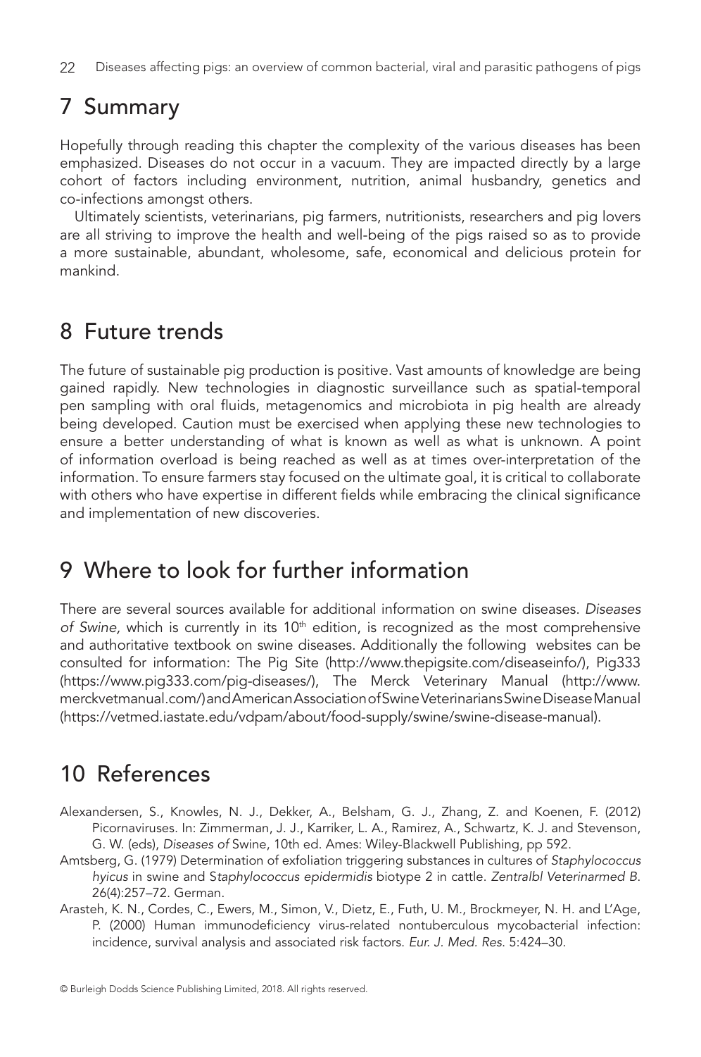## 7 Summary

Hopefully through reading this chapter the complexity of the various diseases has been emphasized. Diseases do not occur in a vacuum. They are impacted directly by a large cohort of factors including environment, nutrition, animal husbandry, genetics and co-infections amongst others.

Ultimately scientists, veterinarians, pig farmers, nutritionists, researchers and pig lovers are all striving to improve the health and well-being of the pigs raised so as to provide a more sustainable, abundant, wholesome, safe, economical and delicious protein for mankind.

## 8 Future trends

The future of sustainable pig production is positive. Vast amounts of knowledge are being gained rapidly. New technologies in diagnostic surveillance such as spatial-temporal pen sampling with oral fluids, metagenomics and microbiota in pig health are already being developed. Caution must be exercised when applying these new technologies to ensure a better understanding of what is known as well as what is unknown. A point of information overload is being reached as well as at times over-interpretation of the information. To ensure farmers stay focused on the ultimate goal, it is critical to collaborate with others who have expertise in different fields while embracing the clinical significance and implementation of new discoveries.

## 9 Where to look for further information

There are several sources available for additional information on swine diseases. *Diseases of Swine*, which is currently in its 10th edition, is recognized as the most comprehensive and authoritative textbook on swine diseases. Additionally the following websites can be consulted for information: The Pig Site (http://www.thepigsite.com/diseaseinfo/), Pig333 (https://www.pig333.com/pig-diseases/), The Merck Veterinary Manual (http://www.merckvetmanual.com/) and American Association of Swine Veterinarians Swine Disease Manual (https://vetmed.iastate.edu/vdpam/about/food-supply/swine/swine-disease-manual).

## 10 References

Alexandersen, S., Knowles, N. J., Dekker, A., Belsham, G. J., Zhang, Z. and Koenen, F. (2012) Picornaviruses. In: Zimmerman, J. J., Karriker, L. A., Ramirez, A., Schwartz, K. J. and Stevenson, G. W. (eds), *Diseases of* Swine, 10th ed. Ames: Wiley-Blackwell Publishing, pp 592.

Amtsberg, G. (1979) Determination of exfoliation triggering substances in cultures of *Staphylococcus hyicus* in swine and S*taphylococcus epidermidis* biotype 2 in cattle. *Zentralbl Veterinarmed B*. 26(4):257–72. German.

Arasteh, K. N., Cordes, C., Ewers, M., Simon, V., Dietz, E., Futh, U. M., Brockmeyer, N. H. and L'Age, P. (2000) Human immunodeficiency virus-related nontuberculous mycobacterial infection: incidence, survival analysis and associated risk factors. *Eur. J. Med. Res.* 5:424–30.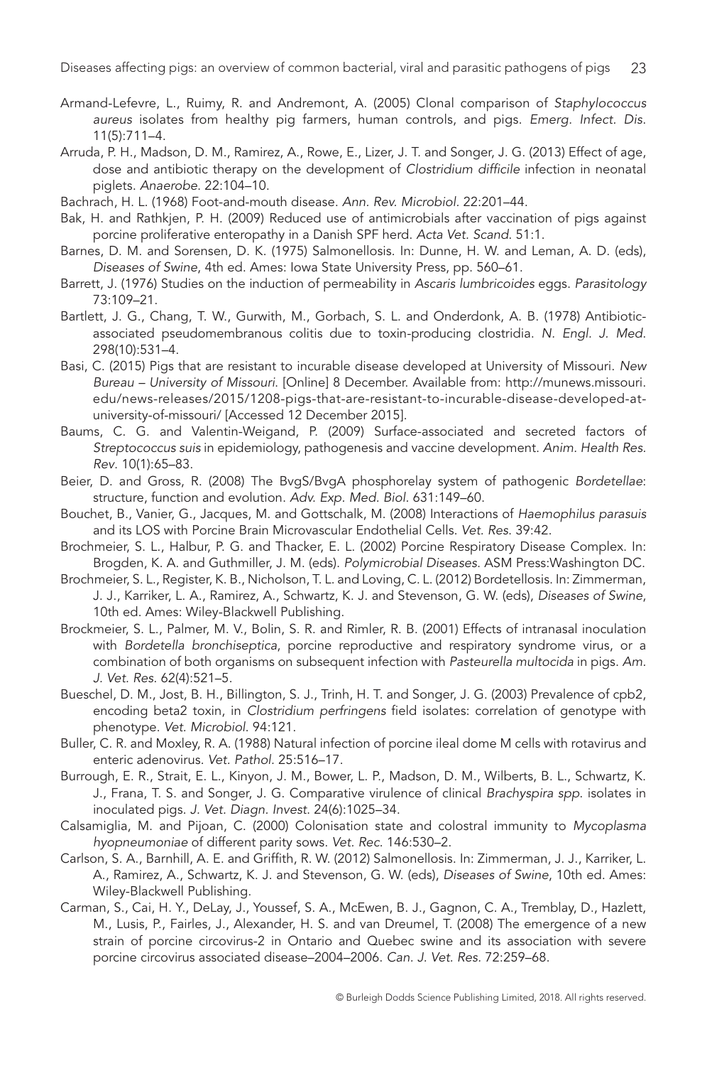Armand-Lefevre, L., Ruimy, R. and Andremont, A. (2005) Clonal comparison of *Staphylococcus aureus* isolates from healthy pig farmers, human controls, and pigs. *Emerg. Infect. Dis.* 11(5):711–4.

Arruda, P. H., Madson, D. M., Ramirez, A., Rowe, E., Lizer, J. T. and Songer, J. G. (2013) Effect of age, dose and antibiotic therapy on the development of *Clostridium difficile* infection in neonatal piglets. *Anaerobe.* 22:104–10.

Bachrach, H. L. (1968) Foot-and-mouth disease. *Ann. Rev. Microbiol.* 22:201–44.

Bak, H. and Rathkjen, P. H. (2009) Reduced use of antimicrobials after vaccination of pigs against porcine proliferative enteropathy in a Danish SPF herd. *Acta Vet. Scand.* 51:1.

Barnes, D. M. and Sorensen, D. K. (1975) Salmonellosis. In: Dunne, H. W. and Leman, A. D. (eds), *Diseases of Swine*, 4th ed. Ames: Iowa State University Press, pp. 560–61.

Barrett, J. (1976) Studies on the induction of permeability in *Ascaris lumbricoides* eggs. *Parasitology* 73:109–21.

Bartlett, J. G., Chang, T. W., Gurwith, M., Gorbach, S. L. and Onderdonk, A. B. (1978) Antibiotic-associated pseudomembranous colitis due to toxin-producing clostridia. *N. Engl. J. Med.* 298(10):531–4.

Basi, C. (2015) Pigs that are resistant to incurable disease developed at University of Missouri. *New Bureau – University of Missouri.* [Online] 8 December. Available from: http://munews.missouri.edu/news-releases/2015/1208-pigs-that-are-resistant-to-incurable-disease-developed-at-university-of-missouri/ [Accessed 12 December 2015].

Baums, C. G. and Valentin-Weigand, P. (2009) Surface-associated and secreted factors of *Streptococcus suis* in epidemiology, pathogenesis and vaccine development. *Anim. Health Res. Rev.* 10(1):65–83.

Beier, D. and Gross, R. (2008) The BvgS/BvgA phosphorelay system of pathogenic *Bordetellae*: structure, function and evolution. *Adv. Exp. Med. Biol.* 631:149–60.

Bouchet, B., Vanier, G., Jacques, M. and Gottschalk, M. (2008) Interactions of *Haemophilus parasuis* and its LOS with Porcine Brain Microvascular Endothelial Cells. *Vet. Res.* 39:42.

Brochmeier, S. L., Halbur, P. G. and Thacker, E. L. (2002) Porcine Respiratory Disease Complex. In: Brogden, K. A. and Guthmiller, J. M. (eds). *Polymicrobial Diseases.* ASM Press:Washington DC.

Brochmeier, S. L., Register, K. B., Nicholson, T. L. and Loving, C. L. (2012) Bordetellosis. In: Zimmerman, J. J., Karriker, L. A., Ramirez, A., Schwartz, K. J. and Stevenson, G. W. (eds), *Diseases of Swine*, 10th ed. Ames: Wiley-Blackwell Publishing.

Brockmeier, S. L., Palmer, M. V., Bolin, S. R. and Rimler, R. B. (2001) Effects of intranasal inoculation with *Bordetella bronchiseptica*, porcine reproductive and respiratory syndrome virus, or a combination of both organisms on subsequent infection with *Pasteurella multocida* in pigs. *Am. J. Vet. Res.* 62(4):521–5.

Bueschel, D. M., Jost, B. H., Billington, S. J., Trinh, H. T. and Songer, J. G. (2003) Prevalence of cpb2, encoding beta2 toxin, in *Clostridium perfringens* field isolates: correlation of genotype with phenotype. *Vet. Microbiol.* 94:121.

Buller, C. R. and Moxley, R. A. (1988) Natural infection of porcine ileal dome M cells with rotavirus and enteric adenovirus. *Vet. Pathol.* 25:516–17.

Burrough, E. R., Strait, E. L., Kinyon, J. M., Bower, L. P., Madson, D. M., Wilberts, B. L., Schwartz, K. J., Frana, T. S. and Songer, J. G. Comparative virulence of clinical *Brachyspira spp.* isolates in inoculated pigs. *J. Vet. Diagn. Invest.* 24(6):1025–34.

Calsamiglia, M. and Pijoan, C. (2000) Colonisation state and colostral immunity to *Mycoplasma hyopneumoniae* of different parity sows. *Vet. Rec.* 146:530–2.

Carlson, S. A., Barnhill, A. E. and Griffith, R. W. (2012) Salmonellosis. In: Zimmerman, J. J., Karriker, L. A., Ramirez, A., Schwartz, K. J. and Stevenson, G. W. (eds), *Diseases of Swine*, 10th ed. Ames: Wiley-Blackwell Publishing.

Carman, S., Cai, H. Y., DeLay, J., Youssef, S. A., McEwen, B. J., Gagnon, C. A., Tremblay, D., Hazlett, M., Lusis, P., Fairles, J., Alexander, H. S. and van Dreumel, T. (2008) The emergence of a new strain of porcine circovirus-2 in Ontario and Quebec swine and its association with severe porcine circovirus associated disease–2004–2006. *Can. J. Vet. Res.* 72:259–68.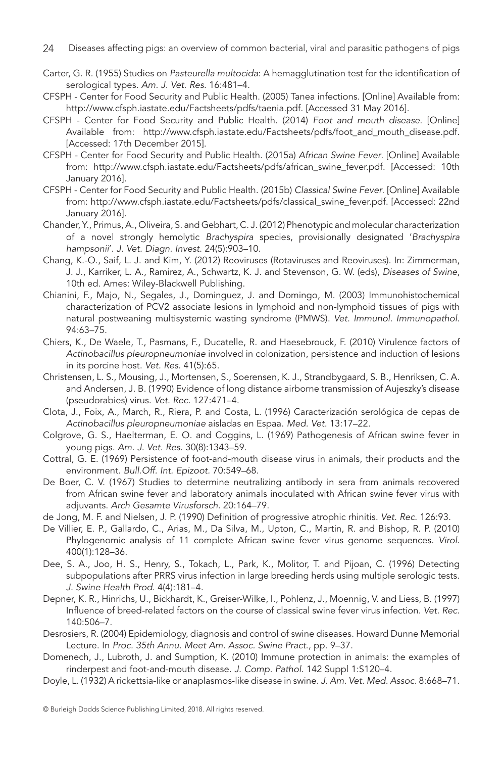Carter, G. R. (1955) Studies on *Pasteurella multocida*: A hemagglutination test for the identification of serological types. *Am. J. Vet. Res.* 16:481–4.

CFSPH - Center for Food Security and Public Health. (2005) Tanea infections. [Online] Available from: http://www.cfsph.iastate.edu/Factsheets/pdfs/taenia.pdf. [Accessed 31 May 2016].

CFSPH - Center for Food Security and Public Health. (2014) *Foot and mouth disease.* [Online] Available from: http://www.cfsph.iastate.edu/Factsheets/pdfs/foot_and_mouth_disease.pdf. [Accessed: 17th December 2015].

CFSPH - Center for Food Security and Public Health. (2015a) *African Swine Fever*. [Online] Available from: http://www.cfsph.iastate.edu/Factsheets/pdfs/african_swine_fever.pdf. [Accessed: 10th January 2016].

CFSPH - Center for Food Security and Public Health. (2015b) *Classical Swine Fever*. [Online] Available from: http://www.cfsph.iastate.edu/Factsheets/pdfs/classical_swine_fever.pdf. [Accessed: 22nd January 2016].

Chander, Y., Primus, A., Oliveira, S. and Gebhart, C. J. (2012) Phenotypic and molecular characterization of a novel strongly hemolytic *Brachyspira* species, provisionally designated '*Brachyspira hampsonii*'. *J. Vet. Diagn. Invest.* 24(5):903–10.

Chang, K.-O., Saif, L. J. and Kim, Y. (2012) Reoviruses (Rotaviruses and Reoviruses). In: Zimmerman, J. J., Karriker, L. A., Ramirez, A., Schwartz, K. J. and Stevenson, G. W. (eds), *Diseases of Swine*, 10th ed. Ames: Wiley-Blackwell Publishing.

Chianini, F., Majo, N., Segales, J., Dominguez, J. and Domingo, M. (2003) Immunohistochemical characterization of PCV2 associate lesions in lymphoid and non-lymphoid tissues of pigs with natural postweaning multisystemic wasting syndrome (PMWS). *Vet. Immunol. Immunopathol.* 94:63–75.

Chiers, K., De Waele, T., Pasmans, F., Ducatelle, R. and Haesebrouck, F. (2010) Virulence factors of *Actinobacillus pleuropneumoniae* involved in colonization, persistence and induction of lesions in its porcine host. *Vet. Res.* 41(5):65.

Christensen, L. S., Mousing, J., Mortensen, S., Soerensen, K. J., Strandbygaard, S. B., Henriksen, C. A. and Andersen, J. B. (1990) Evidence of long distance airborne transmission of Aujeszky's disease (pseudorabies) virus. *Vet. Rec.* 127:471–4.

Clota, J., Foix, A., March, R., Riera, P. and Costa, L. (1996) Caracterización serológica de cepas de *Actinobacillus pleuropneumoniae* aisladas en Espaa. *Med. Vet.* 13:17–22.

Colgrove, G. S., Haelterman, E. O. and Coggins, L. (1969) Pathogenesis of African swine fever in young pigs. *Am. J. Vet. Res.* 30(8):1343–59.

Cottral, G. E. (1969) Persistence of foot-and-mouth disease virus in animals, their products and the environment. *Bull.Off. Int. Epizoot.* 70:549–68.

De Boer, C. V. (1967) Studies to determine neutralizing antibody in sera from animals recovered from African swine fever and laboratory animals inoculated with African swine fever virus with adjuvants. *Arch Gesamte Virusforsch.* 20:164–79.

de Jong, M. F. and Nielsen, J. P. (1990) Definition of progressive atrophic rhinitis. *Vet. Rec.* 126:93.

De Villier, E. P., Gallardo, C., Arias, M., Da Silva, M., Upton, C., Martin, R. and Bishop, R. P. (2010) Phylogenomic analysis of 11 complete African swine fever virus genome sequences. *Virol.* 400(1):128–36.

Dee, S. A., Joo, H. S., Henry, S., Tokach, L., Park, K., Molitor, T. and Pijoan, C. (1996) Detecting subpopulations after PRRS virus infection in large breeding herds using multiple serologic tests. *J. Swine Health Prod.* 4(4):181–4.

Depner, K. R., Hinrichs, U., Bickhardt, K., Greiser-Wilke, I., Pohlenz, J., Moennig, V. and Liess, B. (1997) Influence of breed-related factors on the course of classical swine fever virus infection. *Vet. Rec.* 140:506–7.

Desrosiers, R. (2004) Epidemiology, diagnosis and control of swine diseases. Howard Dunne Memorial Lecture. In *Proc. 35th Annu. Meet Am. Assoc. Swine Pract.*, pp. 9–37.

Domenech, J., Lubroth, J. and Sumption, K. (2010) Immune protection in animals: the examples of rinderpest and foot-and-mouth disease. *J. Comp. Pathol.* 142 Suppl 1:S120–4.

Doyle, L. (1932) A rickettsia-like or anaplasmos-like disease in swine. *J. Am. Vet. Med. Assoc.* 8:668–71.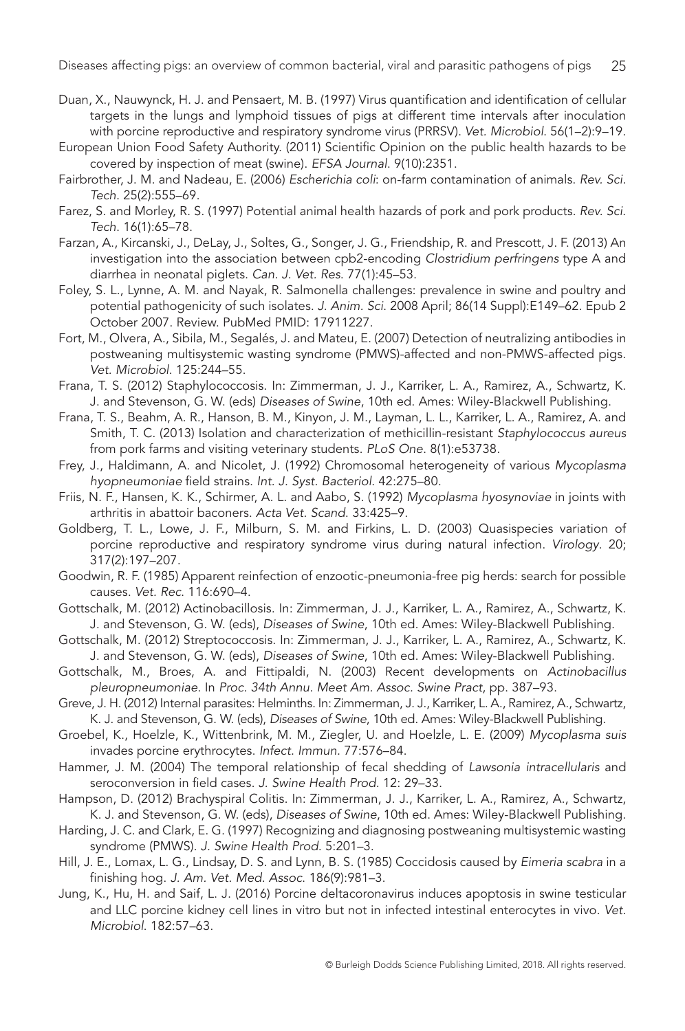Duan, X., Nauwynck, H. J. and Pensaert, M. B. (1997) Virus quantification and identification of cellular targets in the lungs and lymphoid tissues of pigs at different time intervals after inoculation with porcine reproductive and respiratory syndrome virus (PRRSV). *Vet. Microbiol.* 56(1–2):9–19.

European Union Food Safety Authority. (2011) Scientific Opinion on the public health hazards to be covered by inspection of meat (swine). *EFSA Journal.* 9(10):2351.

Fairbrother, J. M. and Nadeau, E. (2006) *Escherichia coli*: on-farm contamination of animals. *Rev. Sci. Tech.* 25(2):555–69.

Farez, S. and Morley, R. S. (1997) Potential animal health hazards of pork and pork products. *Rev. Sci. Tech.* 16(1):65–78.

Farzan, A., Kircanski, J., DeLay, J., Soltes, G., Songer, J. G., Friendship, R. and Prescott, J. F. (2013) An investigation into the association between cpb2-encoding *Clostridium perfringens* type A and diarrhea in neonatal piglets. *Can. J. Vet. Res.* 77(1):45–53.

Foley, S. L., Lynne, A. M. and Nayak, R. Salmonella challenges: prevalence in swine and poultry and potential pathogenicity of such isolates. *J. Anim. Sci.* 2008 April; 86(14 Suppl):E149–62. Epub 2 October 2007. Review. PubMed PMID: 17911227.

Fort, M., Olvera, A., Sibila, M., Segalés, J. and Mateu, E. (2007) Detection of neutralizing antibodies in postweaning multisystemic wasting syndrome (PMWS)-affected and non-PMWS-affected pigs. *Vet. Microbiol.* 125:244–55.

Frana, T. S. (2012) Staphylococcosis. In: Zimmerman, J. J., Karriker, L. A., Ramirez, A., Schwartz, K. J. and Stevenson, G. W. (eds) *Diseases of Swine*, 10th ed. Ames: Wiley-Blackwell Publishing.

Frana, T. S., Beahm, A. R., Hanson, B. M., Kinyon, J. M., Layman, L. L., Karriker, L. A., Ramirez, A. and Smith, T. C. (2013) Isolation and characterization of methicillin-resistant *Staphylococcus aureus* from pork farms and visiting veterinary students. *PLoS One.* 8(1):e53738.

Frey, J., Haldimann, A. and Nicolet, J. (1992) Chromosomal heterogeneity of various *Mycoplasma hyopneumoniae* field strains. *Int. J. Syst. Bacteriol.* 42:275–80.

Friis, N. F., Hansen, K. K., Schirmer, A. L. and Aabo, S. (1992) *Mycoplasma hyosynoviae* in joints with arthritis in abattoir baconers. *Acta Vet. Scand.* 33:425–9.

Goldberg, T. L., Lowe, J. F., Milburn, S. M. and Firkins, L. D. (2003) Quasispecies variation of porcine reproductive and respiratory syndrome virus during natural infection. *Virology*. 20; 317(2):197–207.

Goodwin, R. F. (1985) Apparent reinfection of enzootic-pneumonia-free pig herds: search for possible causes. *Vet. Rec.* 116:690–4.

Gottschalk, M. (2012) Actinobacillosis. In: Zimmerman, J. J., Karriker, L. A., Ramirez, A., Schwartz, K. J. and Stevenson, G. W. (eds), *Diseases of Swine*, 10th ed. Ames: Wiley-Blackwell Publishing.

Gottschalk, M. (2012) Streptococcosis. In: Zimmerman, J. J., Karriker, L. A., Ramirez, A., Schwartz, K. J. and Stevenson, G. W. (eds), *Diseases of Swine*, 10th ed. Ames: Wiley-Blackwell Publishing.

Gottschalk, M., Broes, A. and Fittipaldi, N. (2003) Recent developments on *Actinobacillus pleuropneumoniae*. In *Proc. 34th Annu. Meet Am. Assoc. Swine Pract*, pp. 387–93.

Greve, J. H. (2012) Internal parasites: Helminths. In: Zimmerman, J. J., Karriker, L. A., Ramirez, A., Schwartz, K. J. and Stevenson, G. W. (eds), *Diseases of Swine*, 10th ed. Ames: Wiley-Blackwell Publishing.

Groebel, K., Hoelzle, K., Wittenbrink, M. M., Ziegler, U. and Hoelzle, L. E. (2009) *Mycoplasma suis* invades porcine erythrocytes. *Infect. Immun.* 77:576–84.

Hammer, J. M. (2004) The temporal relationship of fecal shedding of *Lawsonia intracellularis* and seroconversion in field cases. *J. Swine Health Prod.* 12: 29–33.

Hampson, D. (2012) Brachyspiral Colitis. In: Zimmerman, J. J., Karriker, L. A., Ramirez, A., Schwartz, K. J. and Stevenson, G. W. (eds), *Diseases of Swine*, 10th ed. Ames: Wiley-Blackwell Publishing.

Harding, J. C. and Clark, E. G. (1997) Recognizing and diagnosing postweaning multisystemic wasting syndrome (PMWS). *J. Swine Health Prod.* 5:201–3.

Hill, J. E., Lomax, L. G., Lindsay, D. S. and Lynn, B. S. (1985) Coccidosis caused by *Eimeria scabra* in a finishing hog. *J. Am. Vet. Med. Assoc.* 186(9):981–3.

Jung, K., Hu, H. and Saif, L. J. (2016) Porcine deltacoronavirus induces apoptosis in swine testicular and LLC porcine kidney cell lines in vitro but not in infected intestinal enterocytes in vivo. *Vet. Microbiol.* 182:57–63.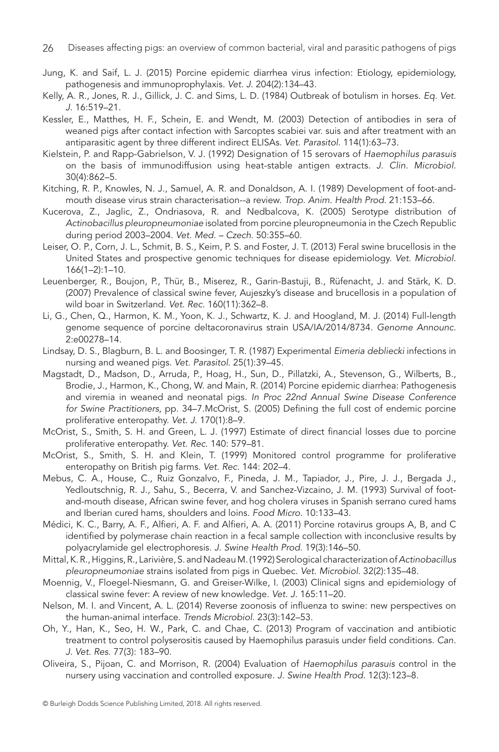Jung, K. and Saif, L. J. (2015) Porcine epidemic diarrhea virus infection: Etiology, epidemiology, pathogenesis and immunoprophylaxis. *Vet. J.* 204(2):134–43.

Kelly, A. R., Jones, R. J., Gillick, J. C. and Sims, L. D. (1984) Outbreak of botulism in horses. *Eq. Vet. J.* 16:519–21.

Kessler, E., Matthes, H. F., Schein, E. and Wendt, M. (2003) Detection of antibodies in sera of weaned pigs after contact infection with Sarcoptes scabiei var. suis and after treatment with an antiparasitic agent by three different indirect ELISAs. *Vet. Parasitol.* 114(1):63–73.

Kielstein, P. and Rapp-Gabrielson, V. J. (1992) Designation of 15 serovars of *Haemophilus parasuis* on the basis of immunodiffusion using heat-stable antigen extracts. *J. Clin. Microbiol.* 30(4):862–5.

Kitching, R. P., Knowles, N. J., Samuel, A. R. and Donaldson, A. I. (1989) Development of foot-and-mouth disease virus strain characterisation--a review. *Trop. Anim. Health Prod.* 21:153–66.

Kucerova, Z., Jaglic, Z., Ondriasova, R. and Nedbalcova, K. (2005) Serotype distribution of *Actinobacillus pleuropneumoniae* isolated from porcine pleuropneumonia in the Czech Republic during period 2003–2004. *Vet. Med. – Czech.* 50:355–60.

Leiser, O. P., Corn, J. L., Schmit, B. S., Keim, P. S. and Foster, J. T. (2013) Feral swine brucellosis in the United States and prospective genomic techniques for disease epidemiology. *Vet. Microbiol.* 166(1–2):1–10.

Leuenberger, R., Boujon, P., Thür, B., Miserez, R., Garin-Bastuji, B., Rüfenacht, J. and Stärk, K. D. (2007) Prevalence of classical swine fever, Aujeszky's disease and brucellosis in a population of wild boar in Switzerland. *Vet. Rec.* 160(11):362–8.

Li, G., Chen, Q., Harmon, K. M., Yoon, K. J., Schwartz, K. J. and Hoogland, M. J. (2014) Full-length genome sequence of porcine deltacoronavirus strain USA/IA/2014/8734. *Genome Announc.* 2:e00278–14.

Lindsay, D. S., Blagburn, B. L. and Boosinger, T. R. (1987) Experimental *Eimeria debliecki* infections in nursing and weaned pigs. *Vet. Parasitol.* 25(1):39–45.

Magstadt, D., Madson, D., Arruda, P., Hoag, H., Sun, D., Pillatzki, A., Stevenson, G., Wilberts, B., Brodie, J., Harmon, K., Chong, W. and Main, R. (2014) Porcine epidemic diarrhea: Pathogenesis and viremia in weaned and neonatal pigs. *In Proc 22nd Annual Swine Disease Conference for Swine Practitioners*, pp. 34–7.McOrist, S. (2005) Defining the full cost of endemic porcine proliferative enteropathy. *Vet. J.* 170(1):8–9.

McOrist, S., Smith, S. H. and Green, L. J. (1997) Estimate of direct financial losses due to porcine proliferative enteropathy. *Vet. Rec.* 140: 579–81.

McOrist, S., Smith, S. H. and Klein, T. (1999) Monitored control programme for proliferative enteropathy on British pig farms. *Vet. Rec.* 144: 202–4.

Mebus, C. A., House, C., Ruiz Gonzalvo, F., Pineda, J. M., Tapiador, J., Pire, J. J., Bergada J., Yedloutschnig, R. J., Sahu, S., Becerra, V. and Sanchez-Vizcaino, J. M. (1993) Survival of foot-and-mouth disease, African swine fever, and hog cholera viruses in Spanish serrano cured hams and Iberian cured hams, shoulders and loins. *Food Micro.* 10:133–43.

Médici, K. C., Barry, A. F., Alfieri, A. F. and Alfieri, A. A. (2011) Porcine rotavirus groups A, B, and C identified by polymerase chain reaction in a fecal sample collection with inconclusive results by polyacrylamide gel electrophoresis. *J. Swine Health Prod.* 19(3):146–50.

Mittal, K. R., Higgins, R., Larivière, S. and Nadeau M. (1992) Serological characterization of *Actinobacillus pleuropneumoniae* strains isolated from pigs in Quebec. *Vet. Microbiol.* 32(2):135–48.

Moennig, V., Floegel-Niesmann, G. and Greiser-Wilke, I. (2003) Clinical signs and epidemiology of classical swine fever: A review of new knowledge. *Vet. J.* 165:11–20.

Nelson, M. I. and Vincent, A. L. (2014) Reverse zoonosis of influenza to swine: new perspectives on the human-animal interface. *Trends Microbiol.* 23(3):142–53.

Oh, Y., Han, K., Seo, H. W., Park, C. and Chae, C. (2013) Program of vaccination and antibiotic treatment to control polyserositis caused by Haemophilus parasuis under field conditions. *Can. J. Vet. Res.* 77(3): 183–90.

Oliveira, S., Pijoan, C. and Morrison, R. (2004) Evaluation of *Haemophilus parasuis* control in the nursery using vaccination and controlled exposure. *J. Swine Health Prod.* 12(3):123–8.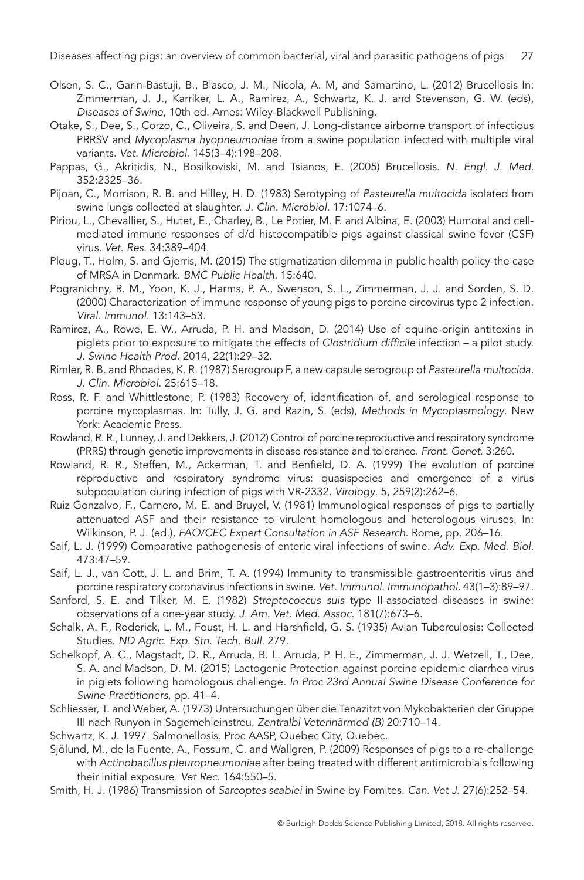Olsen, S. C., Garin-Bastuji, B., Blasco, J. M., Nicola, A. M, and Samartino, L. (2012) Brucellosis In: Zimmerman, J. J., Karriker, L. A., Ramirez, A., Schwartz, K. J. and Stevenson, G. W. (eds), *Diseases of Swine*, 10th ed. Ames: Wiley-Blackwell Publishing.

Otake, S., Dee, S., Corzo, C., Oliveira, S. and Deen, J. Long-distance airborne transport of infectious PRRSV and *Mycoplasma hyopneumoniae* from a swine population infected with multiple viral variants. *Vet. Microbiol.* 145(3–4):198–208.

Pappas, G., Akritidis, N., Bosilkoviski, M. and Tsianos, E. (2005) Brucellosis. *N. Engl. J. Med.* 352:2325–36.

Pijoan, C., Morrison, R. B. and Hilley, H. D. (1983) Serotyping of *Pasteurella multocida* isolated from swine lungs collected at slaughter. *J. Clin. Microbiol.* 17:1074–6.

Piriou, L., Chevallier, S., Hutet, E., Charley, B., Le Potier, M. F. and Albina, E. (2003) Humoral and cell-mediated immune responses of d/d histocompatible pigs against classical swine fever (CSF) virus. *Vet. Res.* 34:389–404.

Ploug, T., Holm, S. and Gjerris, M. (2015) The stigmatization dilemma in public health policy-the case of MRSA in Denmark. *BMC Public Health.* 15:640.

Pogranichny, R. M., Yoon, K. J., Harms, P. A., Swenson, S. L., Zimmerman, J. J. and Sorden, S. D. (2000) Characterization of immune response of young pigs to porcine circovirus type 2 infection. *Viral. Immunol.* 13:143–53.

Ramirez, A., Rowe, E. W., Arruda, P. H. and Madson, D. (2014) Use of equine-origin antitoxins in piglets prior to exposure to mitigate the effects of *Clostridium difficile* infection – a pilot study. *J. Swine Health Prod.* 2014, 22(1):29–32.

Rimler, R. B. and Rhoades, K. R. (1987) Serogroup F, a new capsule serogroup of *Pasteurella multocida*. *J. Clin. Microbiol.* 25:615–18.

Ross, R. F. and Whittlestone, P. (1983) Recovery of, identification of, and serological response to porcine mycoplasmas. In: Tully, J. G. and Razin, S. (eds), *Methods in Mycoplasmology*. New York: Academic Press.

Rowland, R. R., Lunney, J. and Dekkers, J. (2012) Control of porcine reproductive and respiratory syndrome (PRRS) through genetic improvements in disease resistance and tolerance. *Front. Genet.* 3:260.

Rowland, R. R., Steffen, M., Ackerman, T. and Benfield, D. A. (1999) The evolution of porcine reproductive and respiratory syndrome virus: quasispecies and emergence of a virus subpopulation during infection of pigs with VR-2332. *Virology.* 5, 259(2):262–6.

Ruiz Gonzalvo, F., Carnero, M. E. and Bruyel, V. (1981) Immunological responses of pigs to partially attenuated ASF and their resistance to virulent homologous and heterologous viruses. In: Wilkinson, P. J. (ed.), *FAO/CEC Expert Consultation in ASF Research.* Rome, pp. 206–16.

Saif, L. J. (1999) Comparative pathogenesis of enteric viral infections of swine. *Adv. Exp. Med. Biol.* 473:47–59.

Saif, L. J., van Cott, J. L. and Brim, T. A. (1994) Immunity to transmissible gastroenteritis virus and porcine respiratory coronavirus infections in swine. *Vet. Immunol. Immunopathol.* 43(1–3):89–97.

Sanford, S. E. and Tilker, M. E. (1982) *Streptococcus suis* type II-associated diseases in swine: observations of a one-year study. *J. Am. Vet. Med. Assoc.* 181(7):673–6.

Schalk, A. F., Roderick, L. M., Foust, H. L. and Harshfield, G. S. (1935) Avian Tuberculosis: Collected Studies. *ND Agric. Exp. Stn. Tech. Bull.* 279.

Schelkopf, A. C., Magstadt, D. R., Arruda, B. L. Arruda, P. H. E., Zimmerman, J. J. Wetzell, T., Dee, S. A. and Madson, D. M. (2015) Lactogenic Protection against porcine epidemic diarrhea virus in piglets following homologous challenge. *In Proc 23rd Annual Swine Disease Conference for Swine Practitioners*, pp. 41–4.

Schliesser, T. and Weber, A. (1973) Untersuchungen über die Tenazitzt von Mykobakterien der Gruppe III nach Runyon in Sagemehleinstreu. *Zentralbl Veterinärmed (B)* 20:710–14.

Schwartz, K. J. 1997. Salmonellosis. Proc AASP, Quebec City, Quebec.

Sjölund, M., de la Fuente, A., Fossum, C. and Wallgren, P. (2009) Responses of pigs to a re-challenge with *Actinobacillus pleuropneumoniae* after being treated with different antimicrobials following their initial exposure. *Vet Rec.* 164:550–5.

Smith, H. J. (1986) Transmission of *Sarcoptes scabiei* in Swine by Fomites. *Can. Vet J.* 27(6):252–54.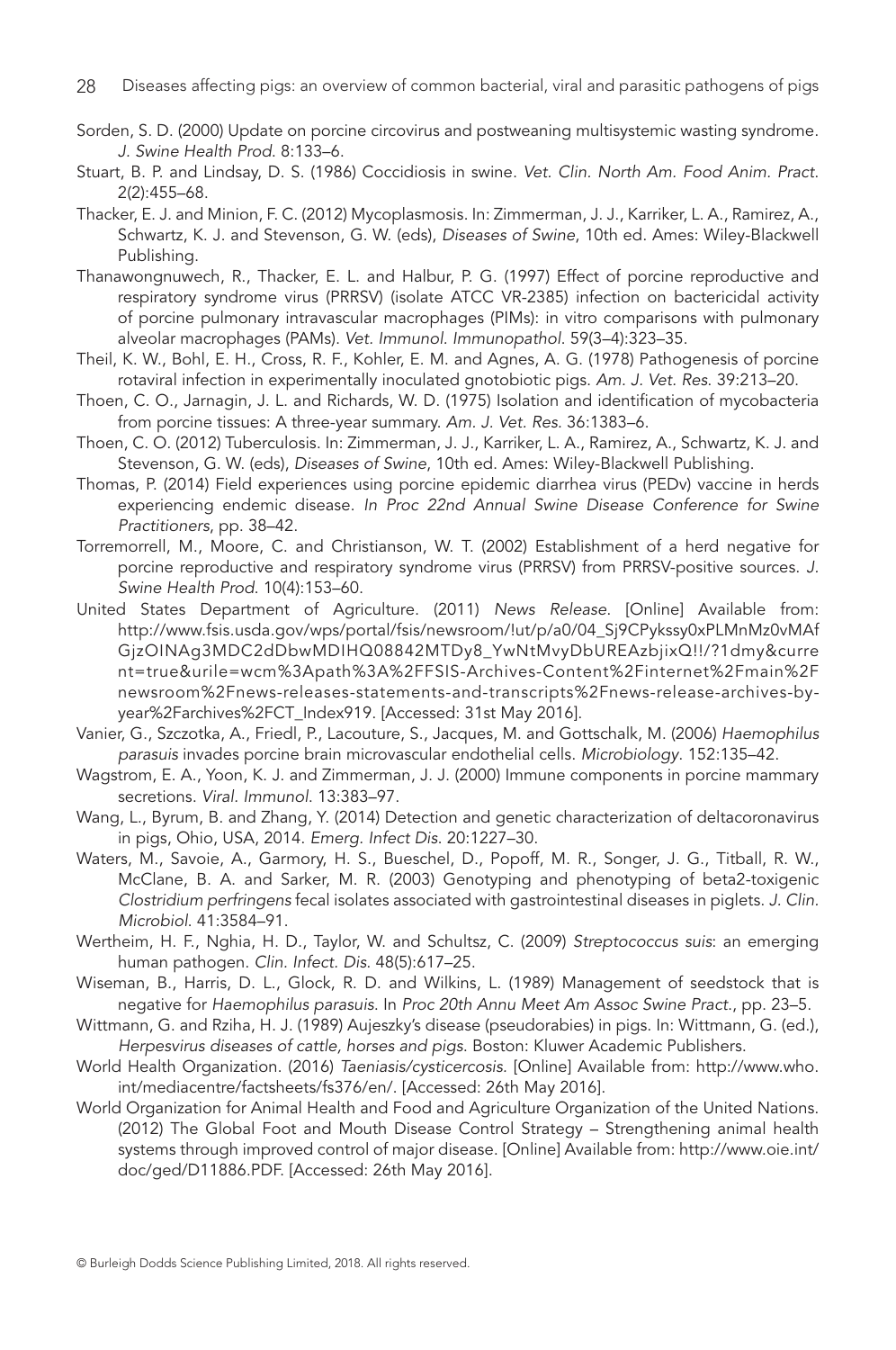Sorden, S. D. (2000) Update on porcine circovirus and postweaning multisystemic wasting syndrome. *J. Swine Health Prod.* 8:133–6.

Stuart, B. P. and Lindsay, D. S. (1986) Coccidiosis in swine. *Vet. Clin. North Am. Food Anim. Pract.* 2(2):455–68.

Thacker, E. J. and Minion, F. C. (2012) Mycoplasmosis. In: Zimmerman, J. J., Karriker, L. A., Ramirez, A., Schwartz, K. J. and Stevenson, G. W. (eds), *Diseases of Swine*, 10th ed. Ames: Wiley-Blackwell Publishing.

Thanawongnuwech, R., Thacker, E. L. and Halbur, P. G. (1997) Effect of porcine reproductive and respiratory syndrome virus (PRRSV) (isolate ATCC VR-2385) infection on bactericidal activity of porcine pulmonary intravascular macrophages (PIMs): in vitro comparisons with pulmonary alveolar macrophages (PAMs). *Vet. Immunol. Immunopathol.* 59(3–4):323–35.

Theil, K. W., Bohl, E. H., Cross, R. F., Kohler, E. M. and Agnes, A. G. (1978) Pathogenesis of porcine rotaviral infection in experimentally inoculated gnotobiotic pigs. *Am. J. Vet. Res.* 39:213–20.

Thoen, C. O., Jarnagin, J. L. and Richards, W. D. (1975) Isolation and identification of mycobacteria from porcine tissues: A three-year summary. *Am. J. Vet. Res.* 36:1383–6.

Thoen, C. O. (2012) Tuberculosis. In: Zimmerman, J. J., Karriker, L. A., Ramirez, A., Schwartz, K. J. and Stevenson, G. W. (eds), *Diseases of Swine*, 10th ed. Ames: Wiley-Blackwell Publishing.

Thomas, P. (2014) Field experiences using porcine epidemic diarrhea virus (PEDv) vaccine in herds experiencing endemic disease. *In Proc 22nd Annual Swine Disease Conference for Swine Practitioners*, pp. 38–42.

Torremorrell, M., Moore, C. and Christianson, W. T. (2002) Establishment of a herd negative for porcine reproductive and respiratory syndrome virus (PRRSV) from PRRSV-positive sources. *J. Swine Health Prod.* 10(4):153–60.

United States Department of Agriculture. (2011) *News Release*. [Online] Available from: http://www.fsis.usda.gov/wps/portal/fsis/newsroom/!ut/p/a0/04_Sj9CPykssy0xPLMnMz0vMAfGjzOINAg3MDC2dDbwMDIHQ08842MTDy8_YwNtMvyDbUREAzbjixQ!!/?1dmy&current=true&urile=wcm%3Apath%3A%2FFSIS-Archives-Content%2Finternet%2Fmain%2Fnewsroom%2Fnews-releases-statements-and-transcripts%2Fnews-release-archives-by-year%2Farchives%2FCT_Index919. [Accessed: 31st May 2016].

Vanier, G., Szczotka, A., Friedl, P., Lacouture, S., Jacques, M. and Gottschalk, M. (2006) *Haemophilus parasuis* invades porcine brain microvascular endothelial cells. *Microbiology*. 152:135–42.

Wagstrom, E. A., Yoon, K. J. and Zimmerman, J. J. (2000) Immune components in porcine mammary secretions. *Viral. Immunol.* 13:383–97.

Wang, L., Byrum, B. and Zhang, Y. (2014) Detection and genetic characterization of deltacoronavirus in pigs, Ohio, USA, 2014. *Emerg. Infect Dis.* 20:1227–30.

Waters, M., Savoie, A., Garmory, H. S., Bueschel, D., Popoff, M. R., Songer, J. G., Titball, R. W., McClane, B. A. and Sarker, M. R. (2003) Genotyping and phenotyping of beta2-toxigenic *Clostridium perfringens* fecal isolates associated with gastrointestinal diseases in piglets. *J. Clin. Microbiol.* 41:3584–91.

Wertheim, H. F., Nghia, H. D., Taylor, W. and Schultsz, C. (2009) *Streptococcus suis*: an emerging human pathogen. *Clin. Infect. Dis.* 48(5):617–25.

Wiseman, B., Harris, D. L., Glock, R. D. and Wilkins, L. (1989) Management of seedstock that is negative for *Haemophilus parasuis*. In *Proc 20th Annu Meet Am Assoc Swine Pract.*, pp. 23–5.

Wittmann, G. and Rziha, H. J. (1989) Aujeszky's disease (pseudorabies) in pigs. In: Wittmann, G. (ed.), *Herpesvirus diseases of cattle, horses and pigs*. Boston: Kluwer Academic Publishers.

World Health Organization. (2016) *Taeniasis/cysticercosis*. [Online] Available from: http://www.who.int/mediacentre/factsheets/fs376/en/. [Accessed: 26th May 2016].

World Organization for Animal Health and Food and Agriculture Organization of the United Nations. (2012) The Global Foot and Mouth Disease Control Strategy – Strengthening animal health systems through improved control of major disease. [Online] Available from: http://www.oie.int/doc/ged/D11886.PDF. [Accessed: 26th May 2016].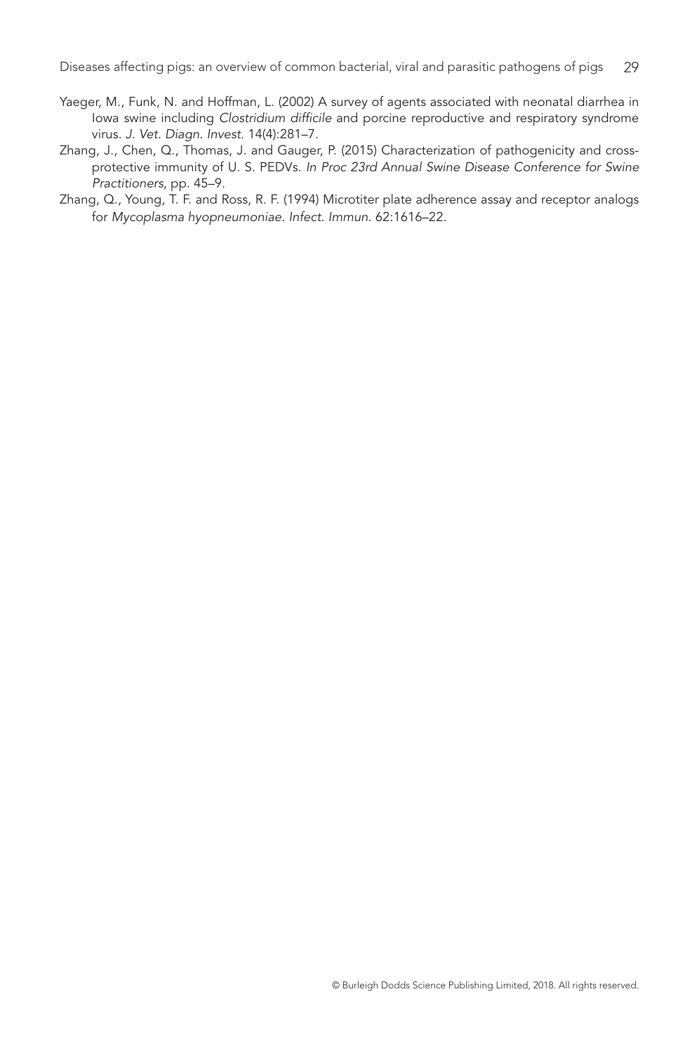Yaeger, M., Funk, N. and Hoffman, L. (2002) A survey of agents associated with neonatal diarrhea in Iowa swine including *Clostridium difficile* and porcine reproductive and respiratory syndrome virus. *J. Vet. Diagn. Invest.* 14(4):281–7.

Zhang, J., Chen, Q., Thomas, J. and Gauger, P. (2015) Characterization of pathogenicity and cross-protective immunity of U. S. PEDVs. *In Proc 23rd Annual Swine Disease Conference for Swine Practitioners*, pp. 45–9.

Zhang, Q., Young, T. F. and Ross, R. F. (1994) Microtiter plate adherence assay and receptor analogs for *Mycoplasma hyopneumoniae*. *Infect. Immun.* 62:1616–22.

© Burleigh Dodds Science Publishing Limited, 2018. All rights reserved.